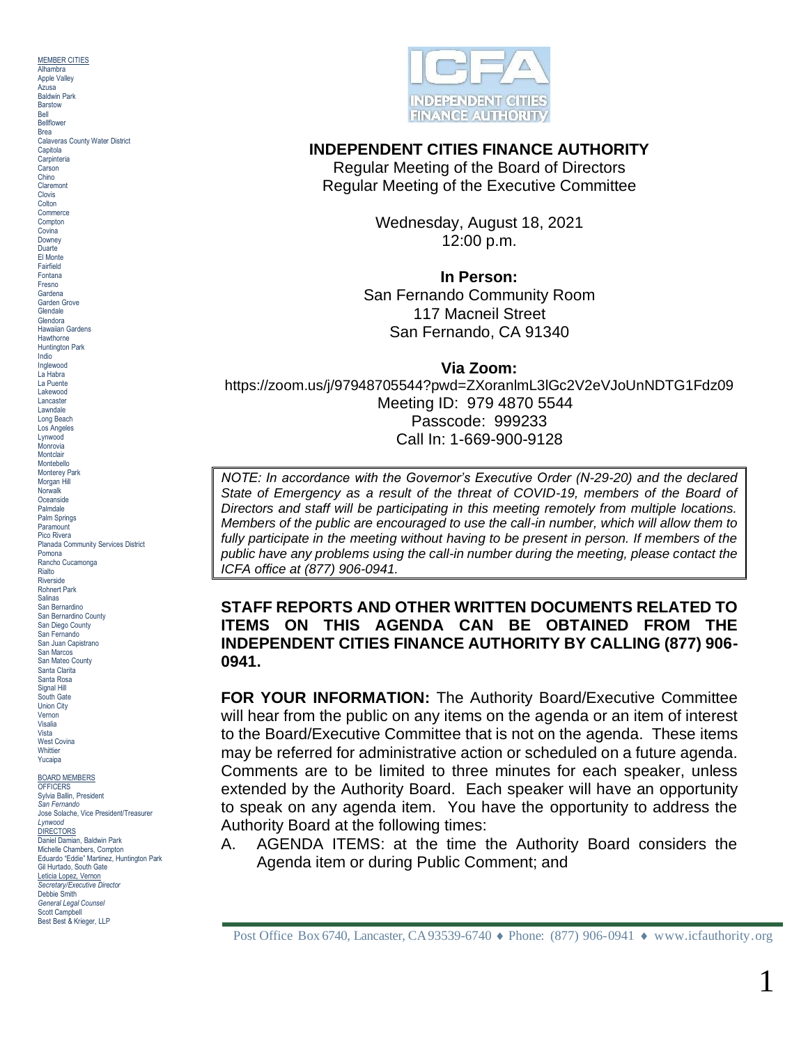MEMBER CITIES
Alhambra
Apple Valley
Azusa
Baldwin Park
Barstow
Bell
Bellflower
Brea
Calaveras County Water District
Capitola
Carpinteria
Carson
Chino
Claremont
Clovis
Colton
Commerce
Compton
Covina
Downey
Duarte
El Monte
Fairfield
Fontana
Fresno
Gardena
Garden Grove
Glendale
Glendora
Hawaiian Gardens
Hawthorne
Huntington Park
Indio
Inglewood
La Habra
La Puente
Lakewood
Lancaster
Lawndale
Long Beach
Los Angeles
Lynwood
Monrovia
Montclair
Montebello
Monterey Park
Morgan Hill
Norwalk
Oceanside
Palmdale
Palm Springs
Paramount
Pico Rivera
Planada Community Services District
Pomona
Rancho Cucamonga
Rialto
Riverside
Rohnert Park
Salinas
San Bernardino
San Bernardino County
San Diego County
San Fernando
San Juan Capistrano
San Marcos
San Mateo County
Santa Clarita
Santa Rosa
Signal Hill
South Gate
Union City
Vernon
Visalia
Vista
West Covina
Whittier
Yucaipa

BOARD MEMBERS
OFFICERS
Sylvia Ballin, President
*San Fernando*
Jose Solache, Vice President/Treasurer
*Lynwood*
DIRECTORS
Daniel Damian, Baldwin Park
Michelle Chambers, Compton
Eduardo "Eddie" Martinez, Huntington Park
Gil Hurtado, South Gate
Leticia Lopez, Vernon
*Secretary/Executive Director*
Debbie Smith
*General Legal Counsel*
Scott Campbell
Best Best & Krieger, LLP

# INDEPENDENT CITIES FINANCE AUTHORITY

Regular Meeting of the Board of Directors
Regular Meeting of the Executive Committee

Wednesday, August 18, 2021
12:00 p.m.

**In Person:**
San Fernando Community Room
117 Macneil Street
San Fernando, CA 91340

**Via Zoom:**
https://zoom.us/j/97948705544?pwd=ZXoranlmL3lGc2V2eVJoUnNDTG1Fdz09
Meeting ID: 979 4870 5544
Passcode: 999233
Call In: 1-669-900-9128

*NOTE: In accordance with the Governor's Executive Order (N-29-20) and the declared State of Emergency as a result of the threat of COVID-19, members of the Board of Directors and staff will be participating in this meeting remotely from multiple locations. Members of the public are encouraged to use the call-in number, which will allow them to fully participate in the meeting without having to be present in person. If members of the public have any problems using the call-in number during the meeting, please contact the ICFA office at (877) 906-0941.*

**STAFF REPORTS AND OTHER WRITTEN DOCUMENTS RELATED TO ITEMS ON THIS AGENDA CAN BE OBTAINED FROM THE INDEPENDENT CITIES FINANCE AUTHORITY BY CALLING (877) 906-0941.**

**FOR YOUR INFORMATION:** The Authority Board/Executive Committee will hear from the public on any items on the agenda or an item of interest to the Board/Executive Committee that is not on the agenda. These items may be referred for administrative action or scheduled on a future agenda. Comments are to be limited to three minutes for each speaker, unless extended by the Authority Board. Each speaker will have an opportunity to speak on any agenda item. You have the opportunity to address the Authority Board at the following times:

A. AGENDA ITEMS: at the time the Authority Board considers the Agenda item or during Public Comment; and

Post Office Box 6740, Lancaster, CA 93539-6740 ♦ Phone: (877) 906-0941 ♦ www.icfauthority.org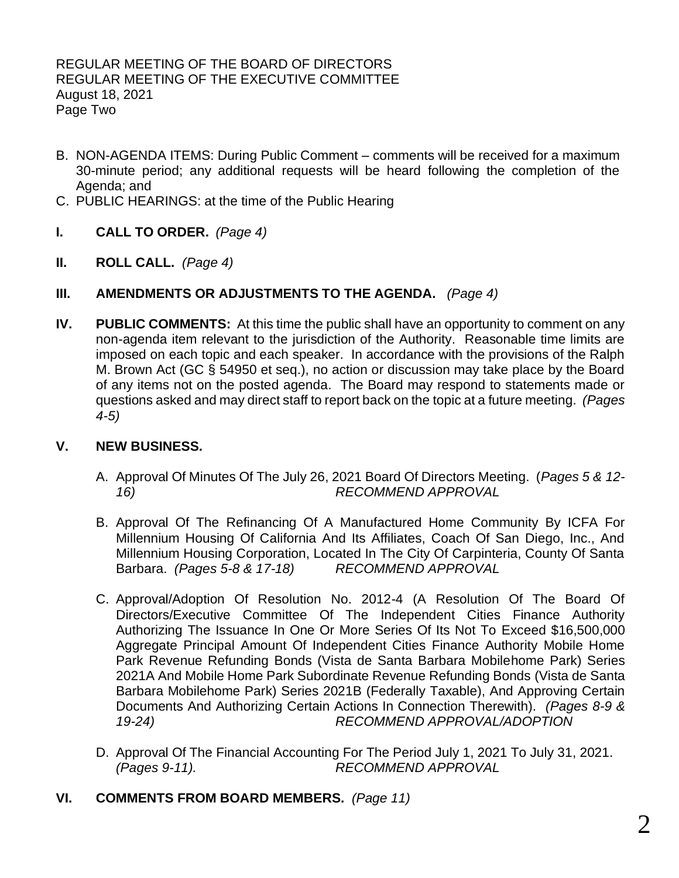B. NON-AGENDA ITEMS: During Public Comment – comments will be received for a maximum 30-minute period; any additional requests will be heard following the completion of the Agenda; and

C. PUBLIC HEARINGS: at the time of the Public Hearing

**I. CALL TO ORDER.** *(Page 4)*

**II. ROLL CALL.** *(Page 4)*

**III. AMENDMENTS OR ADJUSTMENTS TO THE AGENDA.** *(Page 4)*

**IV. PUBLIC COMMENTS:** At this time the public shall have an opportunity to comment on any non-agenda item relevant to the jurisdiction of the Authority. Reasonable time limits are imposed on each topic and each speaker. In accordance with the provisions of the Ralph M. Brown Act (GC § 54950 et seq.), no action or discussion may take place by the Board of any items not on the posted agenda. The Board may respond to statements made or questions asked and may direct staff to report back on the topic at a future meeting. *(Pages 4-5)*

**V. NEW BUSINESS.**

A. Approval Of Minutes Of The July 26, 2021 Board Of Directors Meeting. (*Pages 5 & 12-16)* *RECOMMEND APPROVAL*

B. Approval Of The Refinancing Of A Manufactured Home Community By ICFA For Millennium Housing Of California And Its Affiliates, Coach Of San Diego, Inc., And Millennium Housing Corporation, Located In The City Of Carpinteria, County Of Santa Barbara. *(Pages 5-8 & 17-18)* *RECOMMEND APPROVAL*

C. Approval/Adoption Of Resolution No. 2012-4 (A Resolution Of The Board Of Directors/Executive Committee Of The Independent Cities Finance Authority Authorizing The Issuance In One Or More Series Of Its Not To Exceed $16,500,000 Aggregate Principal Amount Of Independent Cities Finance Authority Mobile Home Park Revenue Refunding Bonds (Vista de Santa Barbara Mobilehome Park) Series 2021A And Mobile Home Park Subordinate Revenue Refunding Bonds (Vista de Santa Barbara Mobilehome Park) Series 2021B (Federally Taxable), And Approving Certain Documents And Authorizing Certain Actions In Connection Therewith). *(Pages 8-9 & 19-24)* *RECOMMEND APPROVAL/ADOPTION*

D. Approval Of The Financial Accounting For The Period July 1, 2021 To July 31, 2021. *(Pages 9-11).* *RECOMMEND APPROVAL*

**VI. COMMENTS FROM BOARD MEMBERS.** *(Page 11)*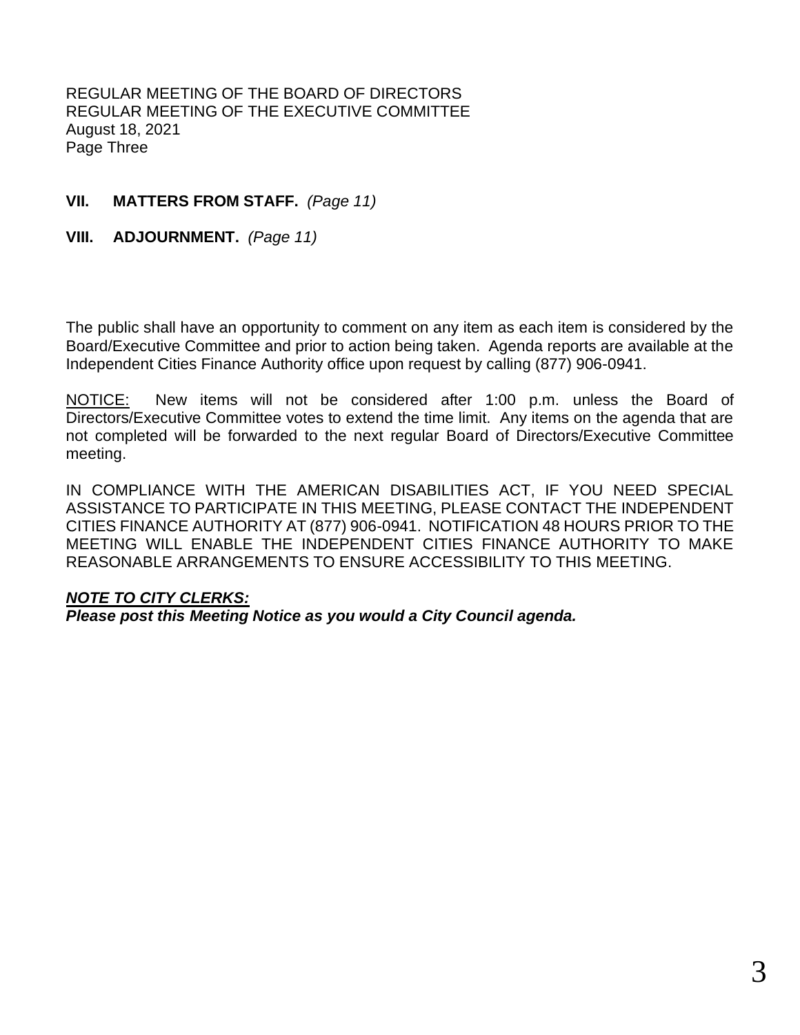**VII. MATTERS FROM STAFF.** *(Page 11)*

**VIII. ADJOURNMENT.** *(Page 11)*

The public shall have an opportunity to comment on any item as each item is considered by the Board/Executive Committee and prior to action being taken. Agenda reports are available at the Independent Cities Finance Authority office upon request by calling (877) 906-0941.

NOTICE: New items will not be considered after 1:00 p.m. unless the Board of Directors/Executive Committee votes to extend the time limit. Any items on the agenda that are not completed will be forwarded to the next regular Board of Directors/Executive Committee meeting.

IN COMPLIANCE WITH THE AMERICAN DISABILITIES ACT, IF YOU NEED SPECIAL ASSISTANCE TO PARTICIPATE IN THIS MEETING, PLEASE CONTACT THE INDEPENDENT CITIES FINANCE AUTHORITY AT (877) 906-0941. NOTIFICATION 48 HOURS PRIOR TO THE MEETING WILL ENABLE THE INDEPENDENT CITIES FINANCE AUTHORITY TO MAKE REASONABLE ARRANGEMENTS TO ENSURE ACCESSIBILITY TO THIS MEETING.

***NOTE TO CITY CLERKS:***
***Please post this Meeting Notice as you would a City Council agenda.***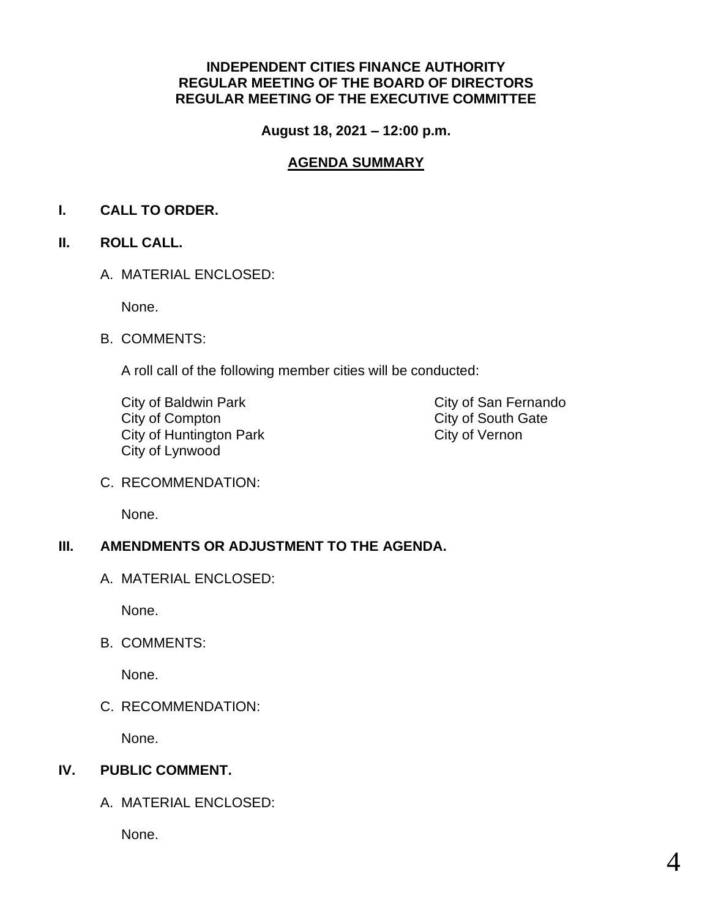**INDEPENDENT CITIES FINANCE AUTHORITY**
**REGULAR MEETING OF THE BOARD OF DIRECTORS**
**REGULAR MEETING OF THE EXECUTIVE COMMITTEE**

**August 18, 2021 – 12:00 p.m.**

**AGENDA SUMMARY**

## I. CALL TO ORDER.

## II. ROLL CALL.

A. MATERIAL ENCLOSED:

None.

B. COMMENTS:

A roll call of the following member cities will be conducted:

City of Baldwin Park
City of Compton
City of Huntington Park
City of Lynwood
City of San Fernando
City of South Gate
City of Vernon

C. RECOMMENDATION:

None.

## III. AMENDMENTS OR ADJUSTMENT TO THE AGENDA.

A. MATERIAL ENCLOSED:

None.

B. COMMENTS:

None.

C. RECOMMENDATION:

None.

## IV. PUBLIC COMMENT.

A. MATERIAL ENCLOSED:

None.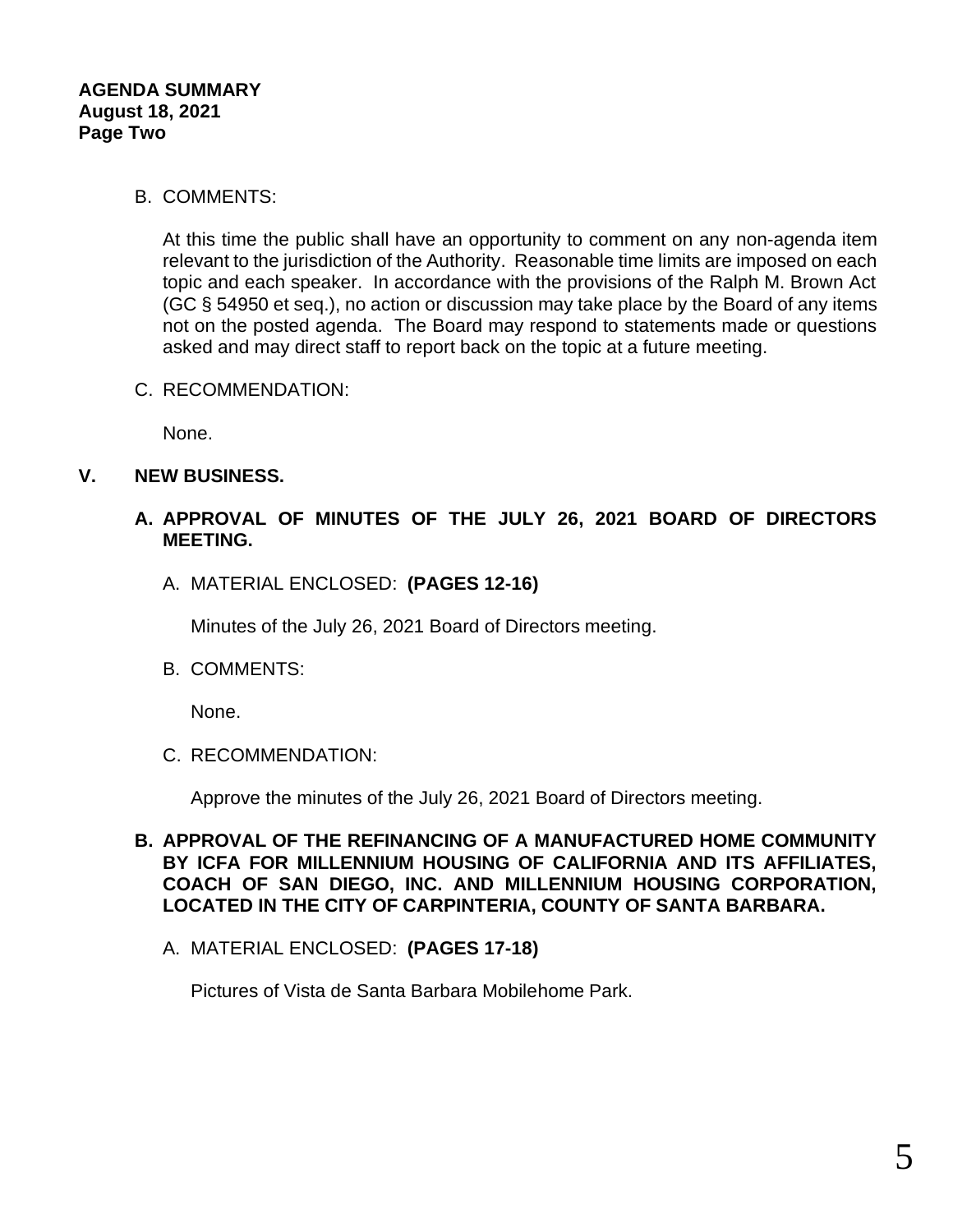B. COMMENTS:

At this time the public shall have an opportunity to comment on any non-agenda item relevant to the jurisdiction of the Authority. Reasonable time limits are imposed on each topic and each speaker. In accordance with the provisions of the Ralph M. Brown Act (GC § 54950 et seq.), no action or discussion may take place by the Board of any items not on the posted agenda. The Board may respond to statements made or questions asked and may direct staff to report back on the topic at a future meeting.

C. RECOMMENDATION:

None.

## V. NEW BUSINESS.

### A. APPROVAL OF MINUTES OF THE JULY 26, 2021 BOARD OF DIRECTORS MEETING.

A. MATERIAL ENCLOSED: **(PAGES 12-16)**

Minutes of the July 26, 2021 Board of Directors meeting.

B. COMMENTS:

None.

C. RECOMMENDATION:

Approve the minutes of the July 26, 2021 Board of Directors meeting.

### B. APPROVAL OF THE REFINANCING OF A MANUFACTURED HOME COMMUNITY BY ICFA FOR MILLENNIUM HOUSING OF CALIFORNIA AND ITS AFFILIATES, COACH OF SAN DIEGO, INC. AND MILLENNIUM HOUSING CORPORATION, LOCATED IN THE CITY OF CARPINTERIA, COUNTY OF SANTA BARBARA.

A. MATERIAL ENCLOSED: **(PAGES 17-18)**

Pictures of Vista de Santa Barbara Mobilehome Park.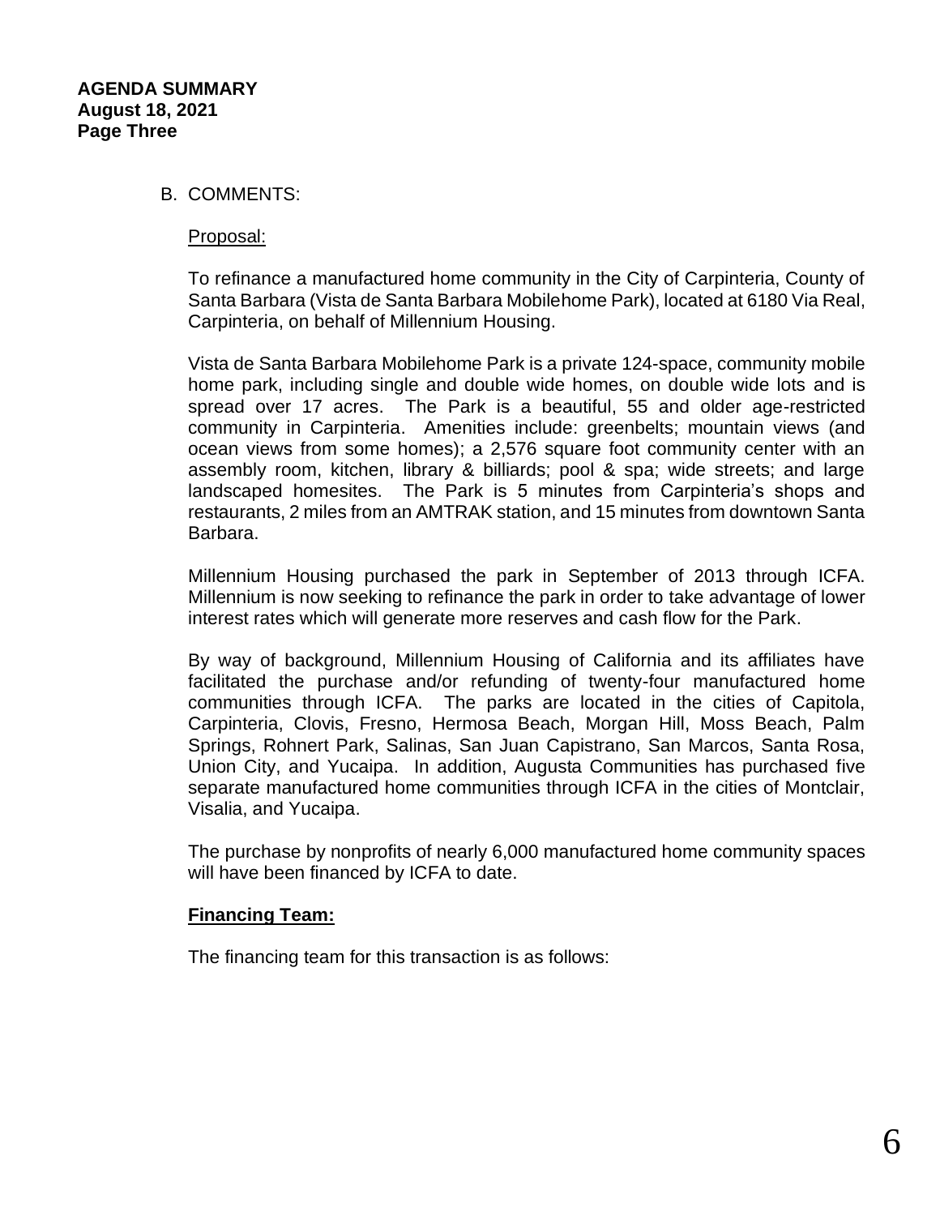B. COMMENTS:

Proposal:

To refinance a manufactured home community in the City of Carpinteria, County of Santa Barbara (Vista de Santa Barbara Mobilehome Park), located at 6180 Via Real, Carpinteria, on behalf of Millennium Housing.

Vista de Santa Barbara Mobilehome Park is a private 124-space, community mobile home park, including single and double wide homes, on double wide lots and is spread over 17 acres. The Park is a beautiful, 55 and older age-restricted community in Carpinteria. Amenities include: greenbelts; mountain views (and ocean views from some homes); a 2,576 square foot community center with an assembly room, kitchen, library & billiards; pool & spa; wide streets; and large landscaped homesites. The Park is 5 minutes from Carpinteria's shops and restaurants, 2 miles from an AMTRAK station, and 15 minutes from downtown Santa Barbara.

Millennium Housing purchased the park in September of 2013 through ICFA. Millennium is now seeking to refinance the park in order to take advantage of lower interest rates which will generate more reserves and cash flow for the Park.

By way of background, Millennium Housing of California and its affiliates have facilitated the purchase and/or refunding of twenty-four manufactured home communities through ICFA. The parks are located in the cities of Capitola, Carpinteria, Clovis, Fresno, Hermosa Beach, Morgan Hill, Moss Beach, Palm Springs, Rohnert Park, Salinas, San Juan Capistrano, San Marcos, Santa Rosa, Union City, and Yucaipa. In addition, Augusta Communities has purchased five separate manufactured home communities through ICFA in the cities of Montclair, Visalia, and Yucaipa.

The purchase by nonprofits of nearly 6,000 manufactured home community spaces will have been financed by ICFA to date.

**Financing Team:**

The financing team for this transaction is as follows: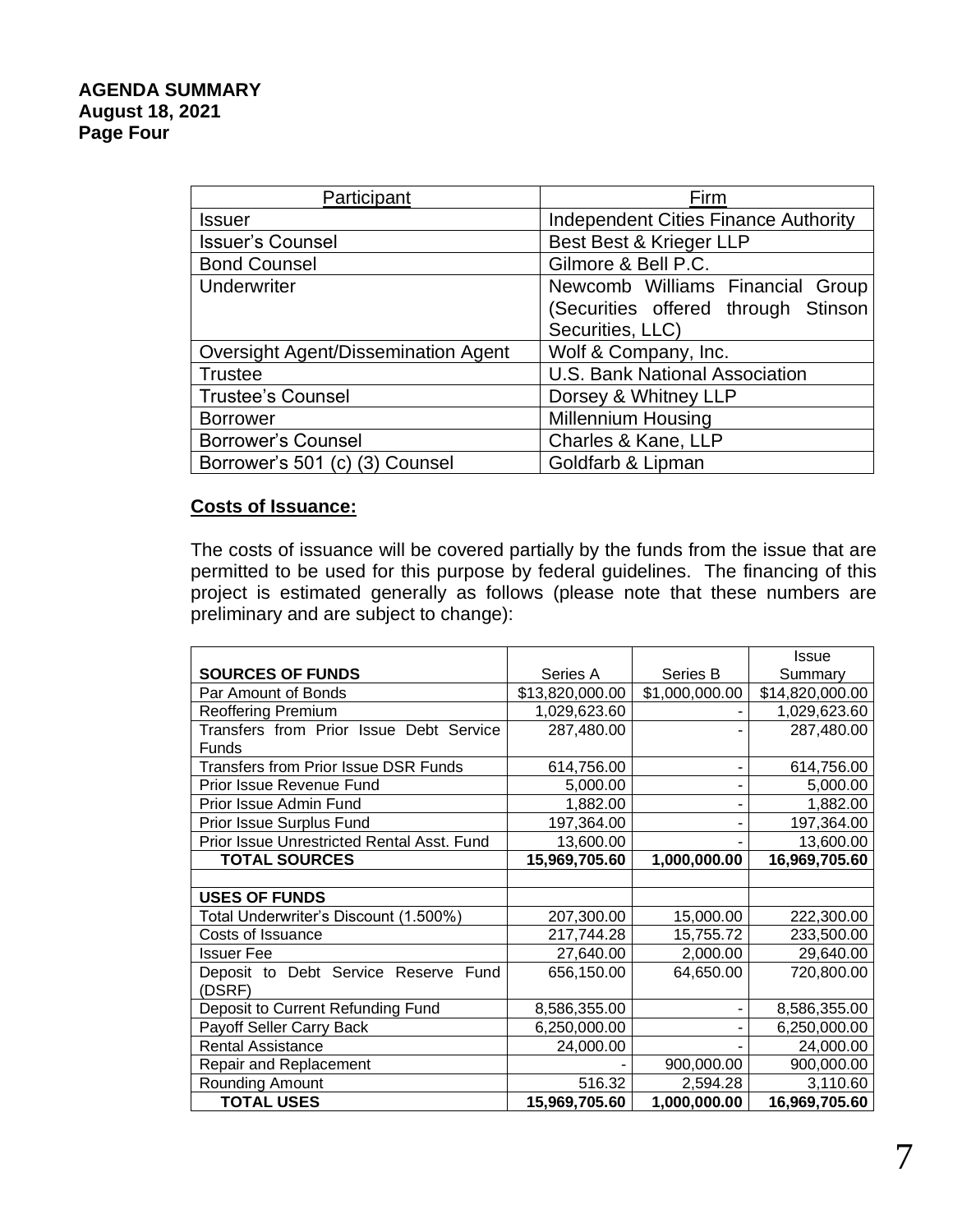**AGENDA SUMMARY**
**August 18, 2021**
**Page Four**

| Participant | Firm |
|---|---|
| Issuer | Independent Cities Finance Authority |
| Issuer's Counsel | Best Best & Krieger LLP |
| Bond Counsel | Gilmore & Bell P.C. |
| Underwriter | Newcomb Williams Financial Group (Securities offered through Stinson Securities, LLC) |
| Oversight Agent/Dissemination Agent | Wolf & Company, Inc. |
| Trustee | U.S. Bank National Association |
| Trustee's Counsel | Dorsey & Whitney LLP |
| Borrower | Millennium Housing |
| Borrower's Counsel | Charles & Kane, LLP |
| Borrower's 501 (c) (3) Counsel | Goldfarb & Lipman |

**Costs of Issuance:**

The costs of issuance will be covered partially by the funds from the issue that are permitted to be used for this purpose by federal guidelines. The financing of this project is estimated generally as follows (please note that these numbers are preliminary and are subject to change):

| **SOURCES OF FUNDS** | Series A | Series B | Issue Summary |
|---|---|---|---|
| Par Amount of Bonds | $13,820,000.00 | $1,000,000.00 | $14,820,000.00 |
| Reoffering Premium | 1,029,623.60 | - | 1,029,623.60 |
| Transfers from Prior Issue Debt Service Funds | 287,480.00 | - | 287,480.00 |
| Transfers from Prior Issue DSR Funds | 614,756.00 | - | 614,756.00 |
| Prior Issue Revenue Fund | 5,000.00 | - | 5,000.00 |
| Prior Issue Admin Fund | 1,882.00 | - | 1,882.00 |
| Prior Issue Surplus Fund | 197,364.00 | - | 197,364.00 |
| Prior Issue Unrestricted Rental Asst. Fund | 13,600.00 | - | 13,600.00 |
| **TOTAL SOURCES** | **15,969,705.60** | **1,000,000.00** | **16,969,705.60** |
| | | | |
| **USES OF FUNDS** | | | |
| Total Underwriter's Discount (1.500%) | 207,300.00 | 15,000.00 | 222,300.00 |
| Costs of Issuance | 217,744.28 | 15,755.72 | 233,500.00 |
| Issuer Fee | 27,640.00 | 2,000.00 | 29,640.00 |
| Deposit to Debt Service Reserve Fund (DSRF) | 656,150.00 | 64,650.00 | 720,800.00 |
| Deposit to Current Refunding Fund | 8,586,355.00 | - | 8,586,355.00 |
| Payoff Seller Carry Back | 6,250,000.00 | - | 6,250,000.00 |
| Rental Assistance | 24,000.00 | - | 24,000.00 |
| Repair and Replacement | - | 900,000.00 | 900,000.00 |
| Rounding Amount | 516.32 | 2,594.28 | 3,110.60 |
| **TOTAL USES** | **15,969,705.60** | **1,000,000.00** | **16,969,705.60** |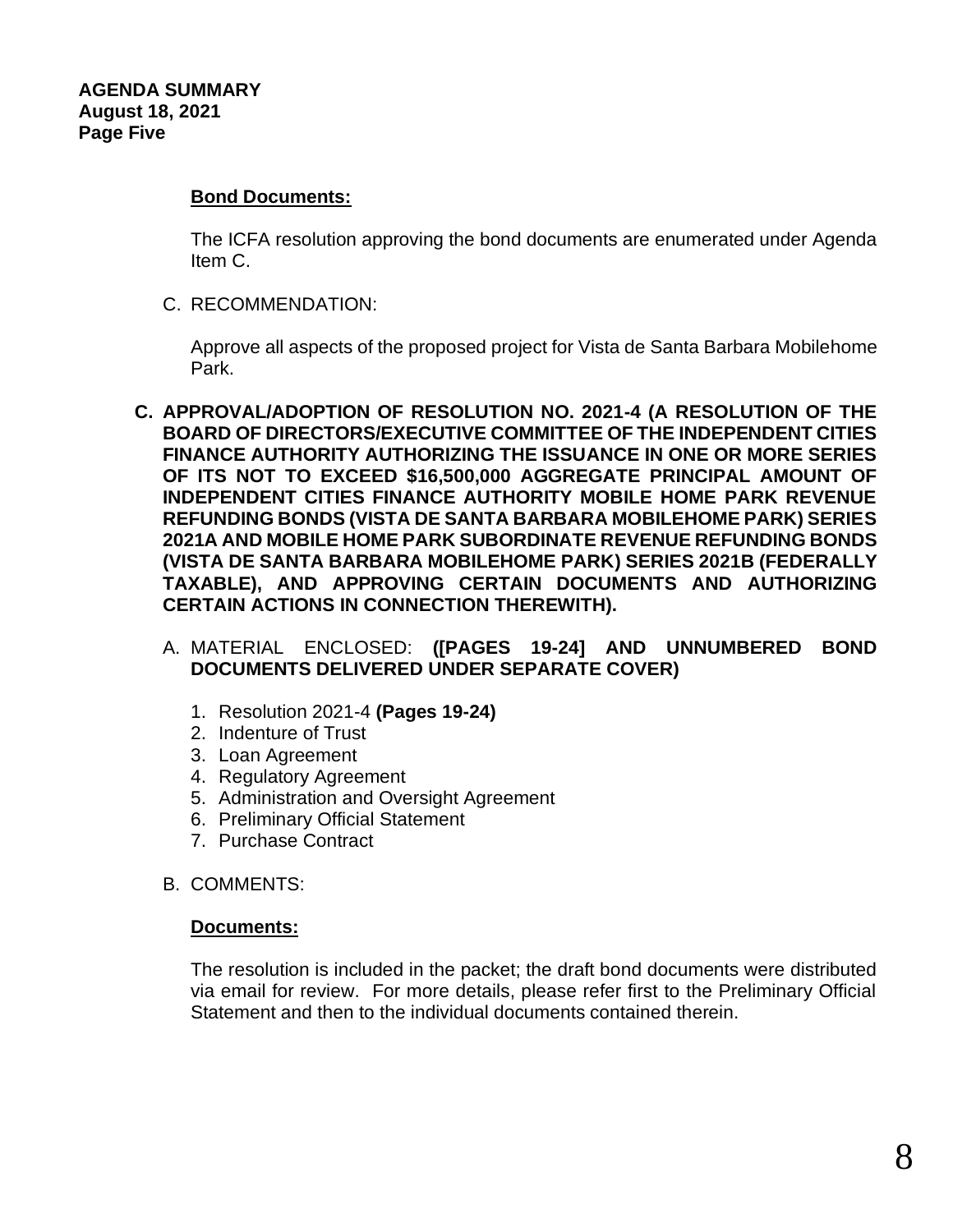**Bond Documents:**

The ICFA resolution approving the bond documents are enumerated under Agenda Item C.

C. RECOMMENDATION:

Approve all aspects of the proposed project for Vista de Santa Barbara Mobilehome Park.

**C. APPROVAL/ADOPTION OF RESOLUTION NO. 2021-4 (A RESOLUTION OF THE BOARD OF DIRECTORS/EXECUTIVE COMMITTEE OF THE INDEPENDENT CITIES FINANCE AUTHORITY AUTHORIZING THE ISSUANCE IN ONE OR MORE SERIES OF ITS NOT TO EXCEED $16,500,000 AGGREGATE PRINCIPAL AMOUNT OF INDEPENDENT CITIES FINANCE AUTHORITY MOBILE HOME PARK REVENUE REFUNDING BONDS (VISTA DE SANTA BARBARA MOBILEHOME PARK) SERIES 2021A AND MOBILE HOME PARK SUBORDINATE REVENUE REFUNDING BONDS (VISTA DE SANTA BARBARA MOBILEHOME PARK) SERIES 2021B (FEDERALLY TAXABLE), AND APPROVING CERTAIN DOCUMENTS AND AUTHORIZING CERTAIN ACTIONS IN CONNECTION THEREWITH).**

A. MATERIAL ENCLOSED: **([PAGES 19-24] AND UNNUMBERED BOND DOCUMENTS DELIVERED UNDER SEPARATE COVER)**

1. Resolution 2021-4 **(Pages 19-24)**
2. Indenture of Trust
3. Loan Agreement
4. Regulatory Agreement
5. Administration and Oversight Agreement
6. Preliminary Official Statement
7. Purchase Contract

B. COMMENTS:

**Documents:**

The resolution is included in the packet; the draft bond documents were distributed via email for review. For more details, please refer first to the Preliminary Official Statement and then to the individual documents contained therein.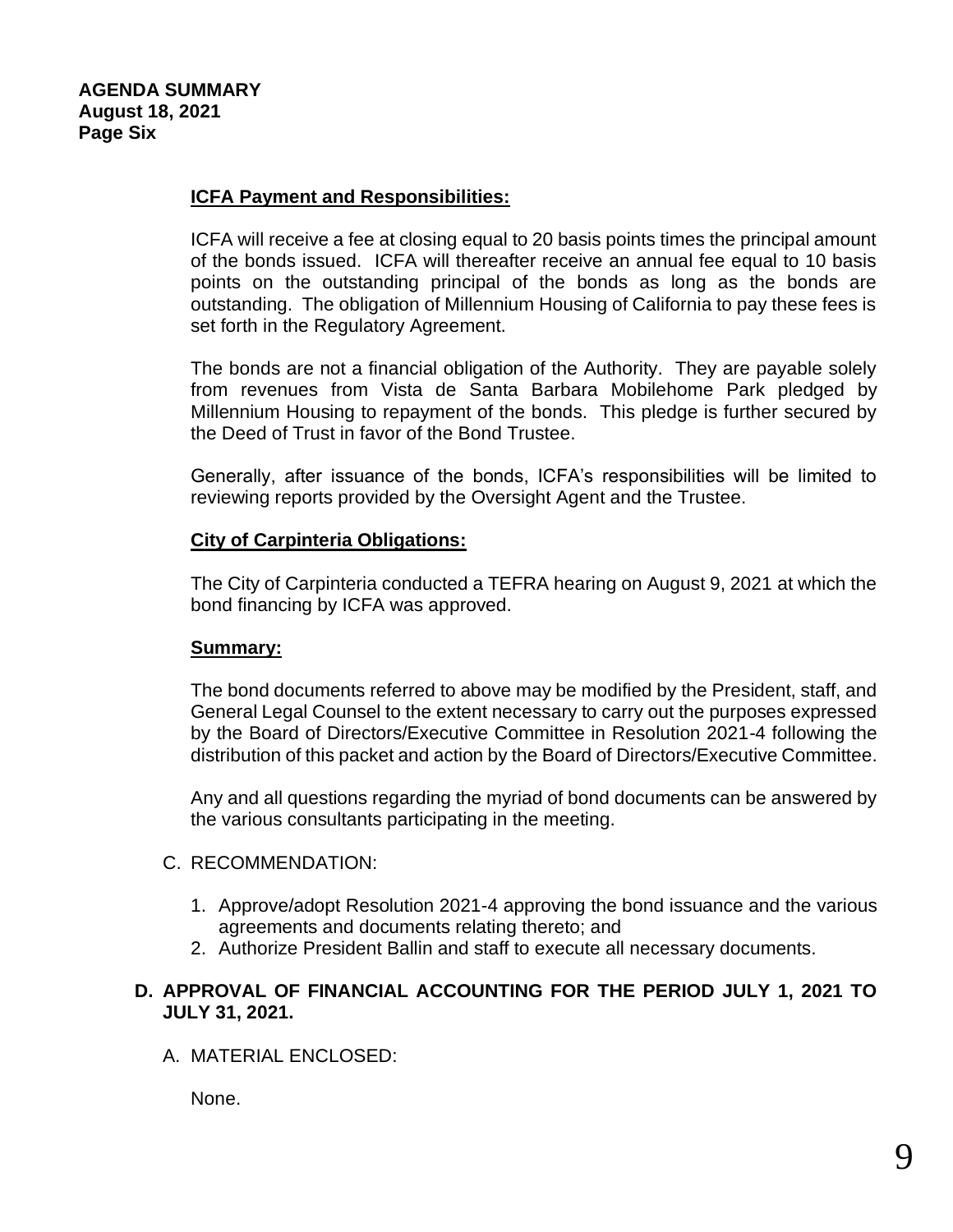**AGENDA SUMMARY**
**August 18, 2021**
**Page Six**

**ICFA Payment and Responsibilities:**

ICFA will receive a fee at closing equal to 20 basis points times the principal amount of the bonds issued. ICFA will thereafter receive an annual fee equal to 10 basis points on the outstanding principal of the bonds as long as the bonds are outstanding. The obligation of Millennium Housing of California to pay these fees is set forth in the Regulatory Agreement.

The bonds are not a financial obligation of the Authority. They are payable solely from revenues from Vista de Santa Barbara Mobilehome Park pledged by Millennium Housing to repayment of the bonds. This pledge is further secured by the Deed of Trust in favor of the Bond Trustee.

Generally, after issuance of the bonds, ICFA's responsibilities will be limited to reviewing reports provided by the Oversight Agent and the Trustee.

**City of Carpinteria Obligations:**

The City of Carpinteria conducted a TEFRA hearing on August 9, 2021 at which the bond financing by ICFA was approved.

**Summary:**

The bond documents referred to above may be modified by the President, staff, and General Legal Counsel to the extent necessary to carry out the purposes expressed by the Board of Directors/Executive Committee in Resolution 2021-4 following the distribution of this packet and action by the Board of Directors/Executive Committee.

Any and all questions regarding the myriad of bond documents can be answered by the various consultants participating in the meeting.

C. RECOMMENDATION:

1. Approve/adopt Resolution 2021-4 approving the bond issuance and the various agreements and documents relating thereto; and
2. Authorize President Ballin and staff to execute all necessary documents.

**D. APPROVAL OF FINANCIAL ACCOUNTING FOR THE PERIOD JULY 1, 2021 TO JULY 31, 2021.**

A. MATERIAL ENCLOSED:

None.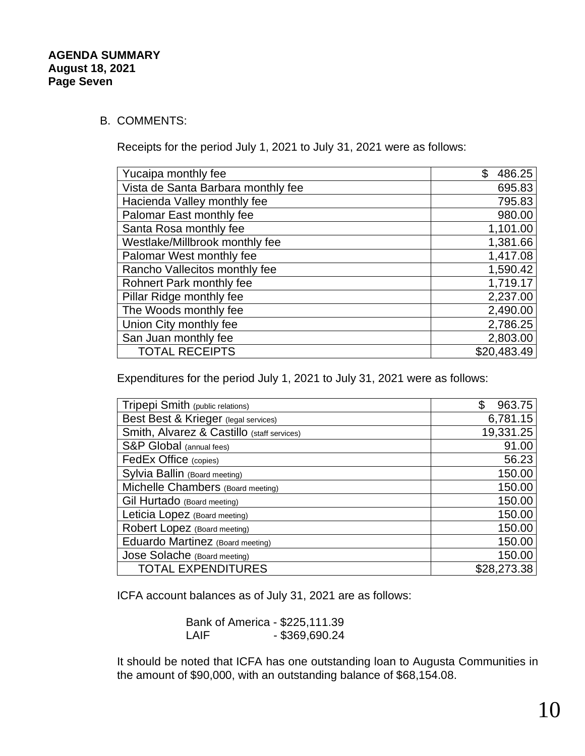**AGENDA SUMMARY**
**August 18, 2021**
**Page Seven**

B. COMMENTS:

Receipts for the period July 1, 2021 to July 31, 2021 were as follows:

| | |
|---|---:|
| Yucaipa monthly fee | $ 486.25 |
| Vista de Santa Barbara monthly fee | 695.83 |
| Hacienda Valley monthly fee | 795.83 |
| Palomar East monthly fee | 980.00 |
| Santa Rosa monthly fee | 1,101.00 |
| Westlake/Millbrook monthly fee | 1,381.66 |
| Palomar West monthly fee | 1,417.08 |
| Rancho Vallecitos monthly fee | 1,590.42 |
| Rohnert Park monthly fee | 1,719.17 |
| Pillar Ridge monthly fee | 2,237.00 |
| The Woods monthly fee | 2,490.00 |
| Union City monthly fee | 2,786.25 |
| San Juan monthly fee | 2,803.00 |
| TOTAL RECEIPTS | $20,483.49 |

Expenditures for the period July 1, 2021 to July 31, 2021 were as follows:

| | |
|---|---:|
| Tripepi Smith (public relations) | $ 963.75 |
| Best Best & Krieger (legal services) | 6,781.15 |
| Smith, Alvarez & Castillo (staff services) | 19,331.25 |
| S&P Global (annual fees) | 91.00 |
| FedEx Office (copies) | 56.23 |
| Sylvia Ballin (Board meeting) | 150.00 |
| Michelle Chambers (Board meeting) | 150.00 |
| Gil Hurtado (Board meeting) | 150.00 |
| Leticia Lopez (Board meeting) | 150.00 |
| Robert Lopez (Board meeting) | 150.00 |
| Eduardo Martinez (Board meeting) | 150.00 |
| Jose Solache (Board meeting) | 150.00 |
| TOTAL EXPENDITURES | $28,273.38 |

ICFA account balances as of July 31, 2021 are as follows:

Bank of America - $225,111.39
LAIF - $369,690.24

It should be noted that ICFA has one outstanding loan to Augusta Communities in the amount of $90,000, with an outstanding balance of $68,154.08.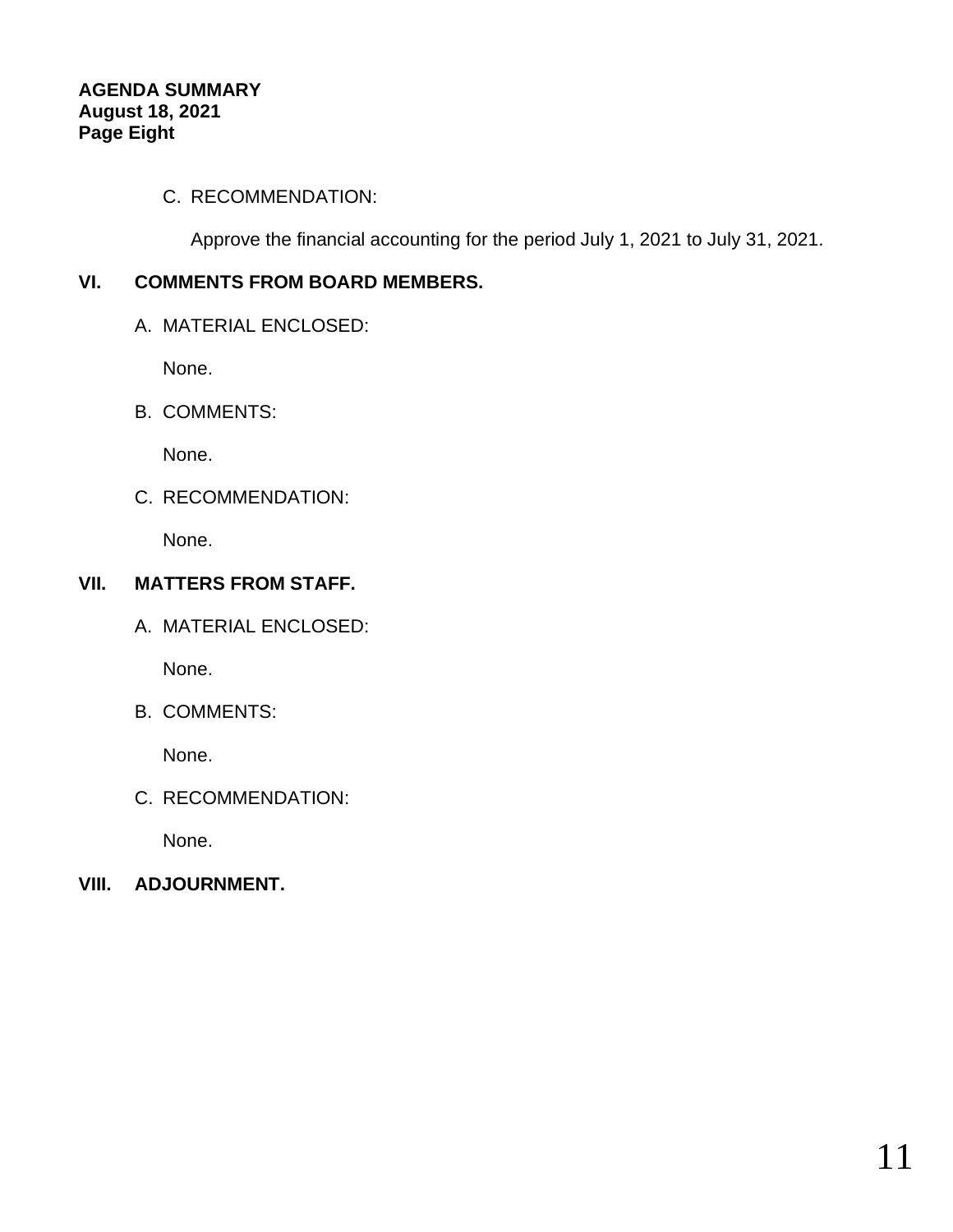C. RECOMMENDATION:

Approve the financial accounting for the period July 1, 2021 to July 31, 2021.

## VI. COMMENTS FROM BOARD MEMBERS.

A. MATERIAL ENCLOSED:

None.

B. COMMENTS:

None.

C. RECOMMENDATION:

None.

## VII. MATTERS FROM STAFF.

A. MATERIAL ENCLOSED:

None.

B. COMMENTS:

None.

C. RECOMMENDATION:

None.

## VIII. ADJOURNMENT.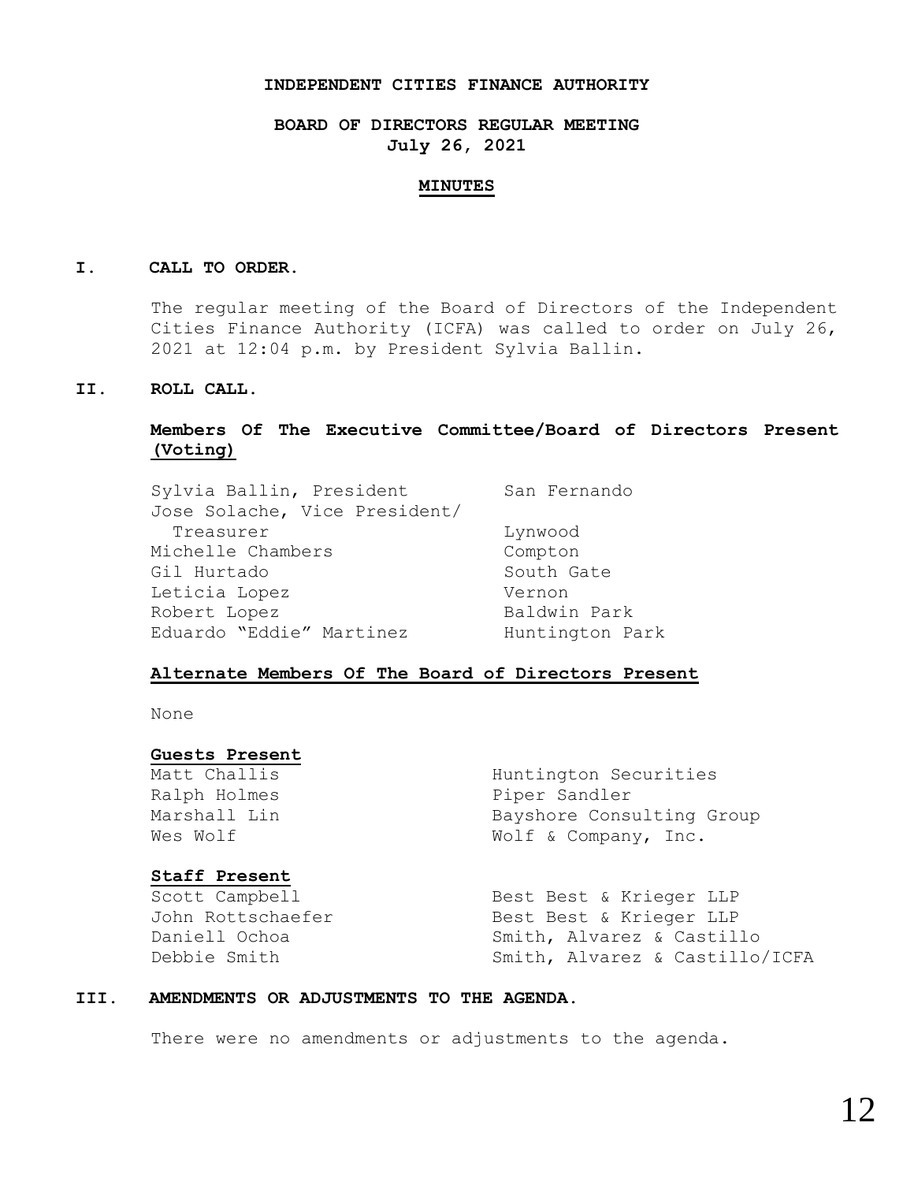**INDEPENDENT CITIES FINANCE AUTHORITY**

**BOARD OF DIRECTORS REGULAR MEETING**
**July 26, 2021**

**MINUTES**

## I. CALL TO ORDER.

The regular meeting of the Board of Directors of the Independent Cities Finance Authority (ICFA) was called to order on July 26, 2021 at 12:04 p.m. by President Sylvia Ballin.

## II. ROLL CALL.

**Members Of The Executive Committee/Board of Directors Present (Voting)**

| | |
|---|---|
| Sylvia Ballin, President | San Fernando |
| Jose Solache, Vice President/ Treasurer | Lynwood |
| Michelle Chambers | Compton |
| Gil Hurtado | South Gate |
| Leticia Lopez | Vernon |
| Robert Lopez | Baldwin Park |
| Eduardo "Eddie" Martinez | Huntington Park |

**Alternate Members Of The Board of Directors Present**

None

**Guests Present**

| | |
|---|---|
| Matt Challis | Huntington Securities |
| Ralph Holmes | Piper Sandler |
| Marshall Lin | Bayshore Consulting Group |
| Wes Wolf | Wolf & Company, Inc. |

**Staff Present**

| | |
|---|---|
| Scott Campbell | Best Best & Krieger LLP |
| John Rottschaefer | Best Best & Krieger LLP |
| Daniell Ochoa | Smith, Alvarez & Castillo |
| Debbie Smith | Smith, Alvarez & Castillo/ICFA |

## III. AMENDMENTS OR ADJUSTMENTS TO THE AGENDA.

There were no amendments or adjustments to the agenda.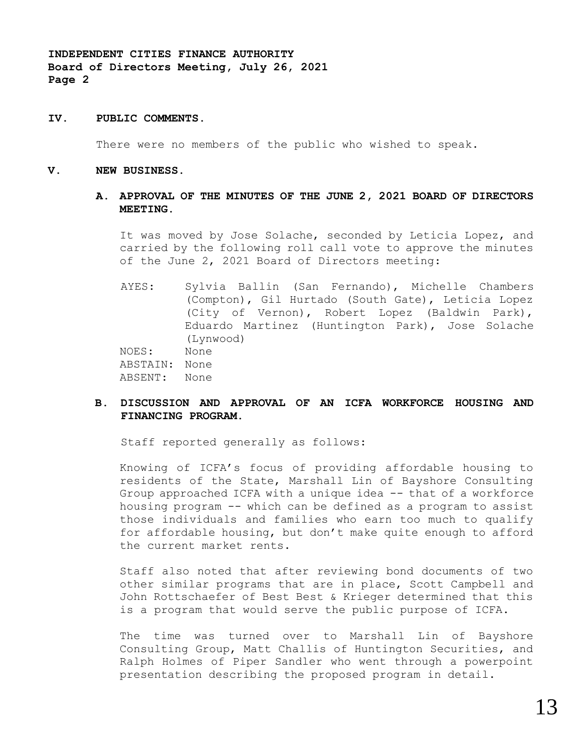## IV. PUBLIC COMMENTS.

There were no members of the public who wished to speak.

## V. NEW BUSINESS.

### A. APPROVAL OF THE MINUTES OF THE JUNE 2, 2021 BOARD OF DIRECTORS MEETING.

It was moved by Jose Solache, seconded by Leticia Lopez, and carried by the following roll call vote to approve the minutes of the June 2, 2021 Board of Directors meeting:

AYES: Sylvia Ballin (San Fernando), Michelle Chambers (Compton), Gil Hurtado (South Gate), Leticia Lopez (City of Vernon), Robert Lopez (Baldwin Park), Eduardo Martinez (Huntington Park), Jose Solache (Lynwood)
NOES: None
ABSTAIN: None
ABSENT: None

### B. DISCUSSION AND APPROVAL OF AN ICFA WORKFORCE HOUSING AND FINANCING PROGRAM.

Staff reported generally as follows:

Knowing of ICFA's focus of providing affordable housing to residents of the State, Marshall Lin of Bayshore Consulting Group approached ICFA with a unique idea -- that of a workforce housing program -- which can be defined as a program to assist those individuals and families who earn too much to qualify for affordable housing, but don't make quite enough to afford the current market rents.

Staff also noted that after reviewing bond documents of two other similar programs that are in place, Scott Campbell and John Rottschaefer of Best Best & Krieger determined that this is a program that would serve the public purpose of ICFA.

The time was turned over to Marshall Lin of Bayshore Consulting Group, Matt Challis of Huntington Securities, and Ralph Holmes of Piper Sandler who went through a powerpoint presentation describing the proposed program in detail.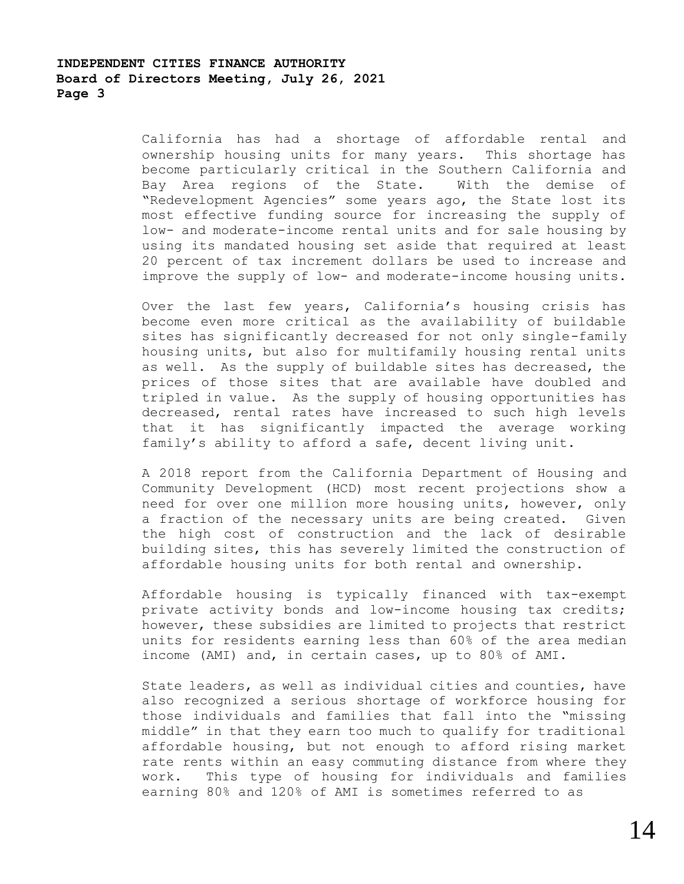California has had a shortage of affordable rental and ownership housing units for many years. This shortage has become particularly critical in the Southern California and Bay Area regions of the State. With the demise of "Redevelopment Agencies" some years ago, the State lost its most effective funding source for increasing the supply of low- and moderate-income rental units and for sale housing by using its mandated housing set aside that required at least 20 percent of tax increment dollars be used to increase and improve the supply of low- and moderate-income housing units.

Over the last few years, California's housing crisis has become even more critical as the availability of buildable sites has significantly decreased for not only single-family housing units, but also for multifamily housing rental units as well. As the supply of buildable sites has decreased, the prices of those sites that are available have doubled and tripled in value. As the supply of housing opportunities has decreased, rental rates have increased to such high levels that it has significantly impacted the average working family's ability to afford a safe, decent living unit.

A 2018 report from the California Department of Housing and Community Development (HCD) most recent projections show a need for over one million more housing units, however, only a fraction of the necessary units are being created. Given the high cost of construction and the lack of desirable building sites, this has severely limited the construction of affordable housing units for both rental and ownership.

Affordable housing is typically financed with tax-exempt private activity bonds and low-income housing tax credits; however, these subsidies are limited to projects that restrict units for residents earning less than 60% of the area median income (AMI) and, in certain cases, up to 80% of AMI.

State leaders, as well as individual cities and counties, have also recognized a serious shortage of workforce housing for those individuals and families that fall into the "missing middle" in that they earn too much to qualify for traditional affordable housing, but not enough to afford rising market rate rents within an easy commuting distance from where they work. This type of housing for individuals and families earning 80% and 120% of AMI is sometimes referred to as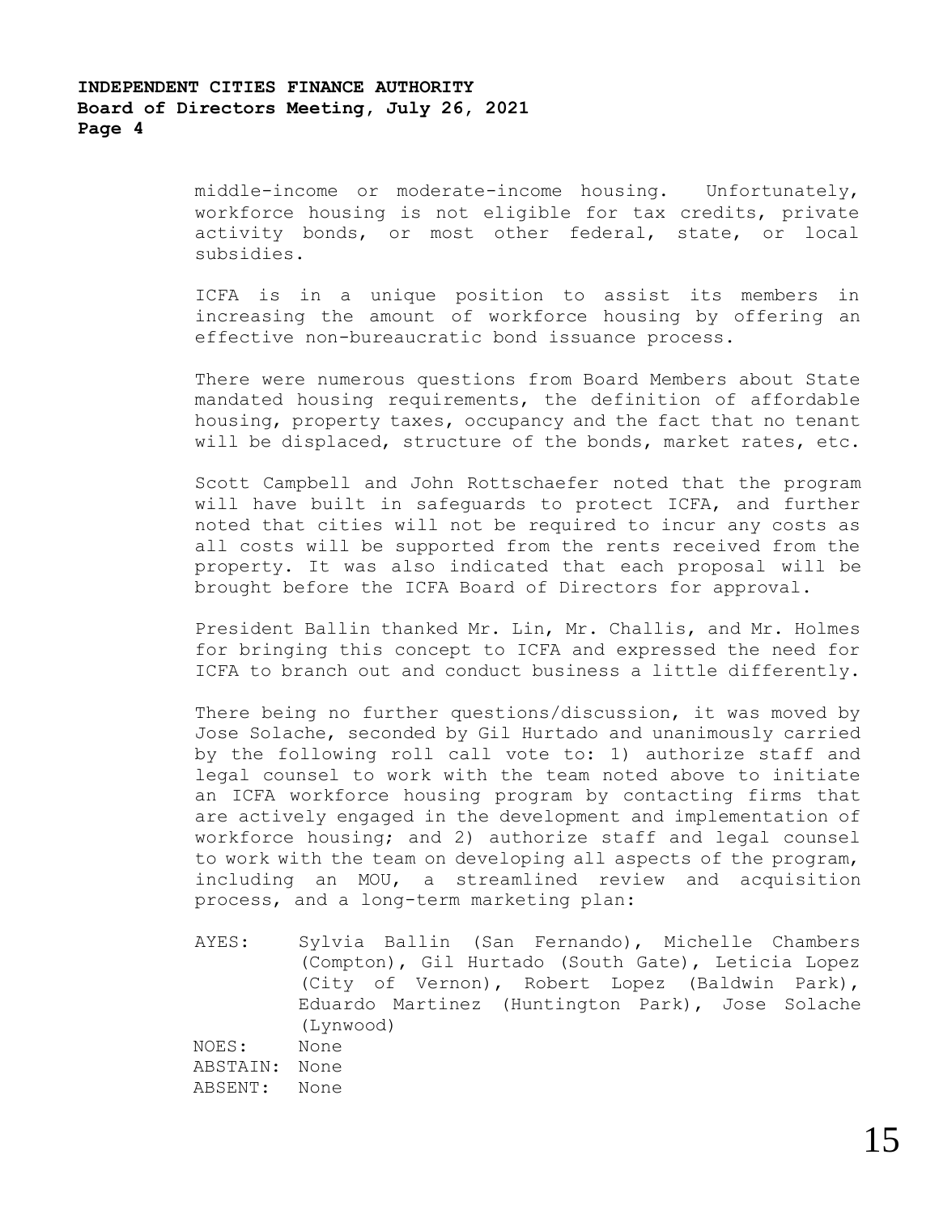middle-income or moderate-income housing. Unfortunately, workforce housing is not eligible for tax credits, private activity bonds, or most other federal, state, or local subsidies.

ICFA is in a unique position to assist its members in increasing the amount of workforce housing by offering an effective non-bureaucratic bond issuance process.

There were numerous questions from Board Members about State mandated housing requirements, the definition of affordable housing, property taxes, occupancy and the fact that no tenant will be displaced, structure of the bonds, market rates, etc.

Scott Campbell and John Rottschaefer noted that the program will have built in safeguards to protect ICFA, and further noted that cities will not be required to incur any costs as all costs will be supported from the rents received from the property. It was also indicated that each proposal will be brought before the ICFA Board of Directors for approval.

President Ballin thanked Mr. Lin, Mr. Challis, and Mr. Holmes for bringing this concept to ICFA and expressed the need for ICFA to branch out and conduct business a little differently.

There being no further questions/discussion, it was moved by Jose Solache, seconded by Gil Hurtado and unanimously carried by the following roll call vote to: 1) authorize staff and legal counsel to work with the team noted above to initiate an ICFA workforce housing program by contacting firms that are actively engaged in the development and implementation of workforce housing; and 2) authorize staff and legal counsel to work with the team on developing all aspects of the program, including an MOU, a streamlined review and acquisition process, and a long-term marketing plan:

AYES: Sylvia Ballin (San Fernando), Michelle Chambers (Compton), Gil Hurtado (South Gate), Leticia Lopez (City of Vernon), Robert Lopez (Baldwin Park), Eduardo Martinez (Huntington Park), Jose Solache (Lynwood)
NOES: None
ABSTAIN: None
ABSENT: None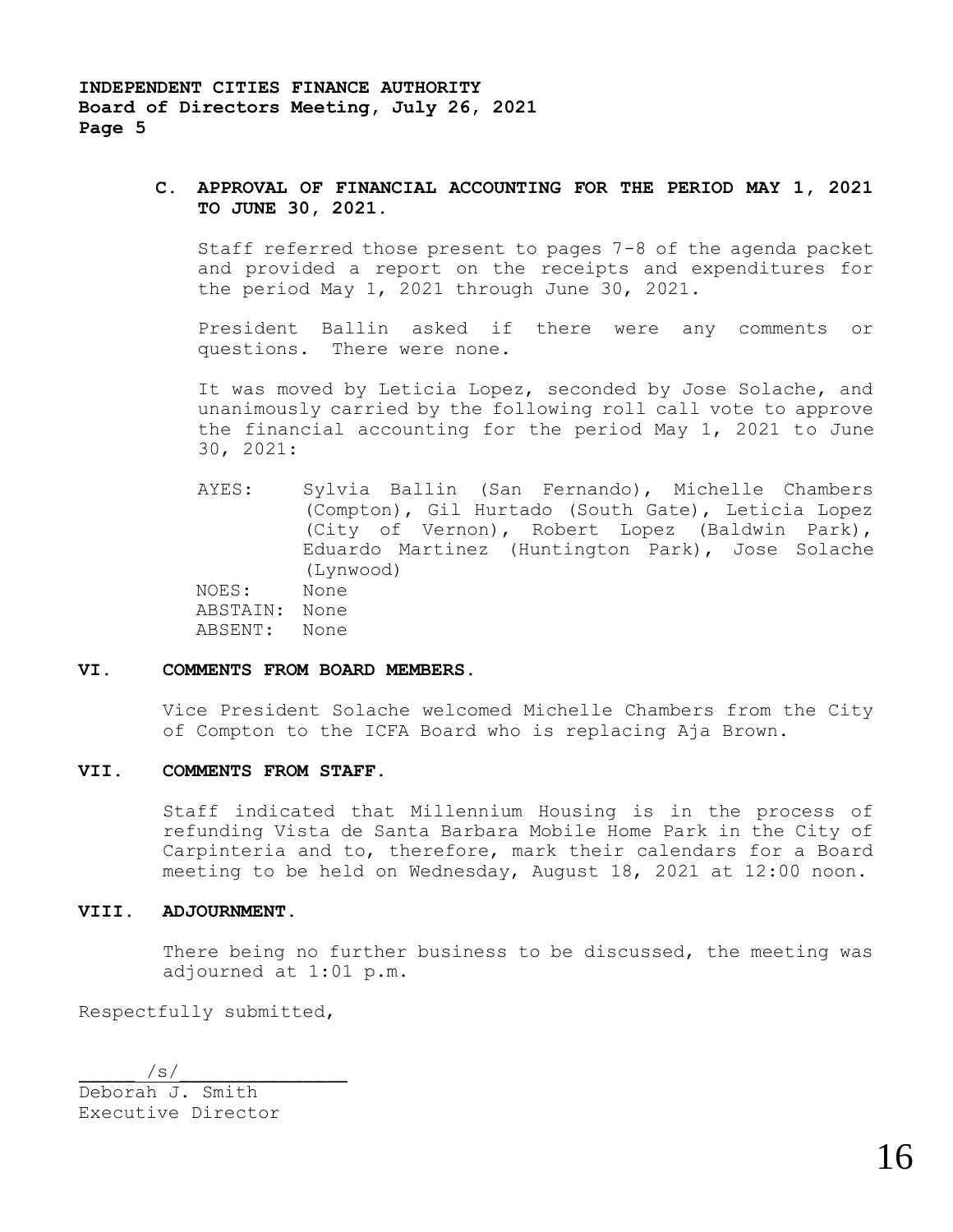**C. APPROVAL OF FINANCIAL ACCOUNTING FOR THE PERIOD MAY 1, 2021 TO JUNE 30, 2021.**

Staff referred those present to pages 7-8 of the agenda packet and provided a report on the receipts and expenditures for the period May 1, 2021 through June 30, 2021.

President Ballin asked if there were any comments or questions. There were none.

It was moved by Leticia Lopez, seconded by Jose Solache, and unanimously carried by the following roll call vote to approve the financial accounting for the period May 1, 2021 to June 30, 2021:

AYES: Sylvia Ballin (San Fernando), Michelle Chambers (Compton), Gil Hurtado (South Gate), Leticia Lopez (City of Vernon), Robert Lopez (Baldwin Park), Eduardo Martinez (Huntington Park), Jose Solache (Lynwood)
NOES: None
ABSTAIN: None
ABSENT: None

## VI. COMMENTS FROM BOARD MEMBERS.

Vice President Solache welcomed Michelle Chambers from the City of Compton to the ICFA Board who is replacing Aja Brown.

## VII. COMMENTS FROM STAFF.

Staff indicated that Millennium Housing is in the process of refunding Vista de Santa Barbara Mobile Home Park in the City of Carpinteria and to, therefore, mark their calendars for a Board meeting to be held on Wednesday, August 18, 2021 at 12:00 noon.

## VIII. ADJOURNMENT.

There being no further business to be discussed, the meeting was adjourned at 1:01 p.m.

Respectfully submitted,

/s/

Deborah J. Smith
Executive Director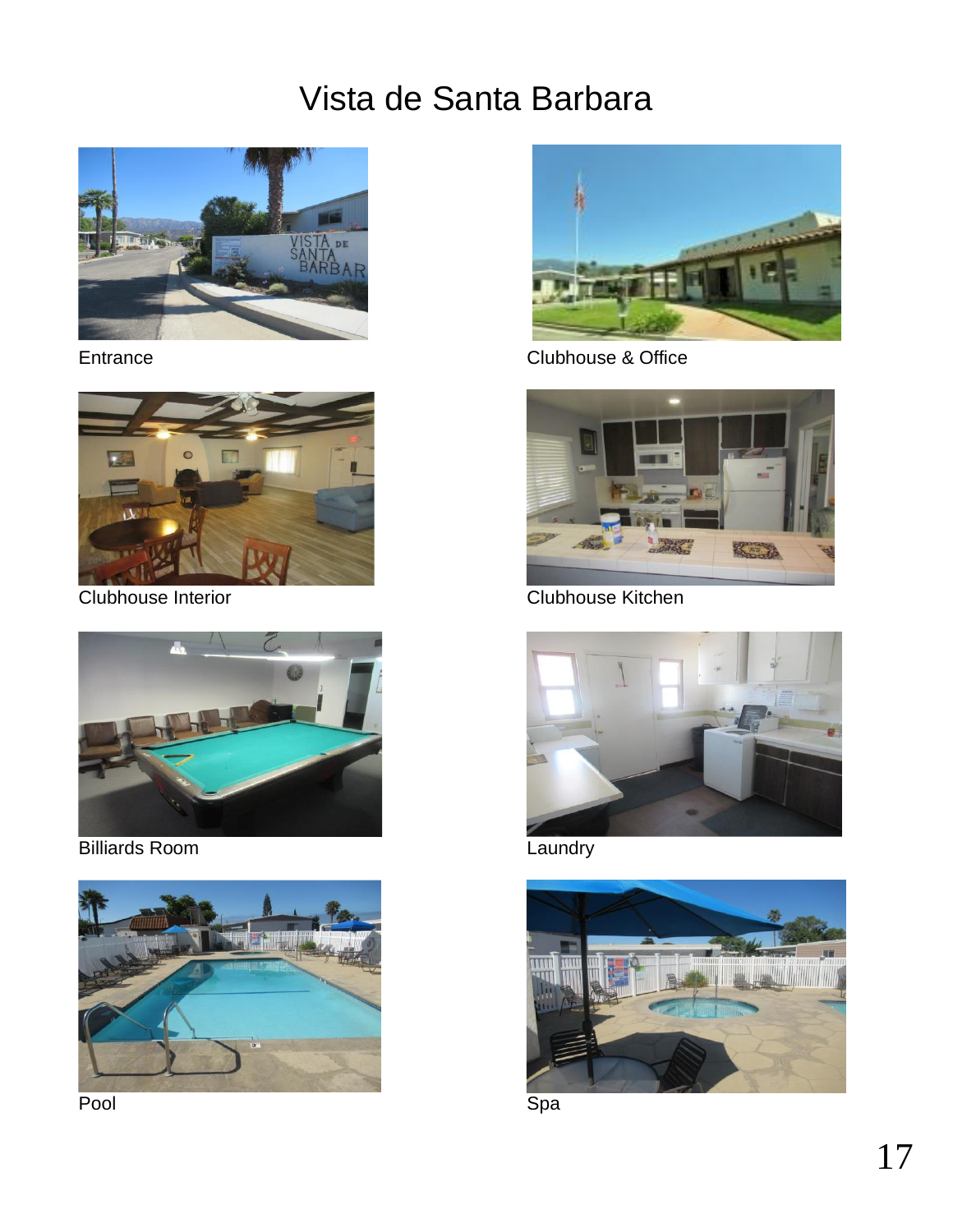# Vista de Santa Barbara

Entrance

Clubhouse & Office

Clubhouse Interior

Clubhouse Kitchen

Billiards Room

Laundry

Pool

Spa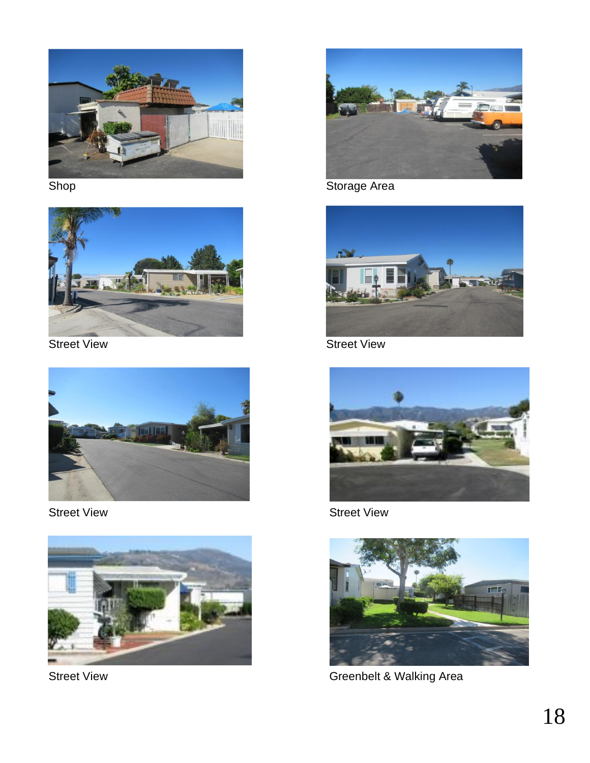Shop

Storage Area

Street View

Street View

Street View

Street View

Street View

Greenbelt & Walking Area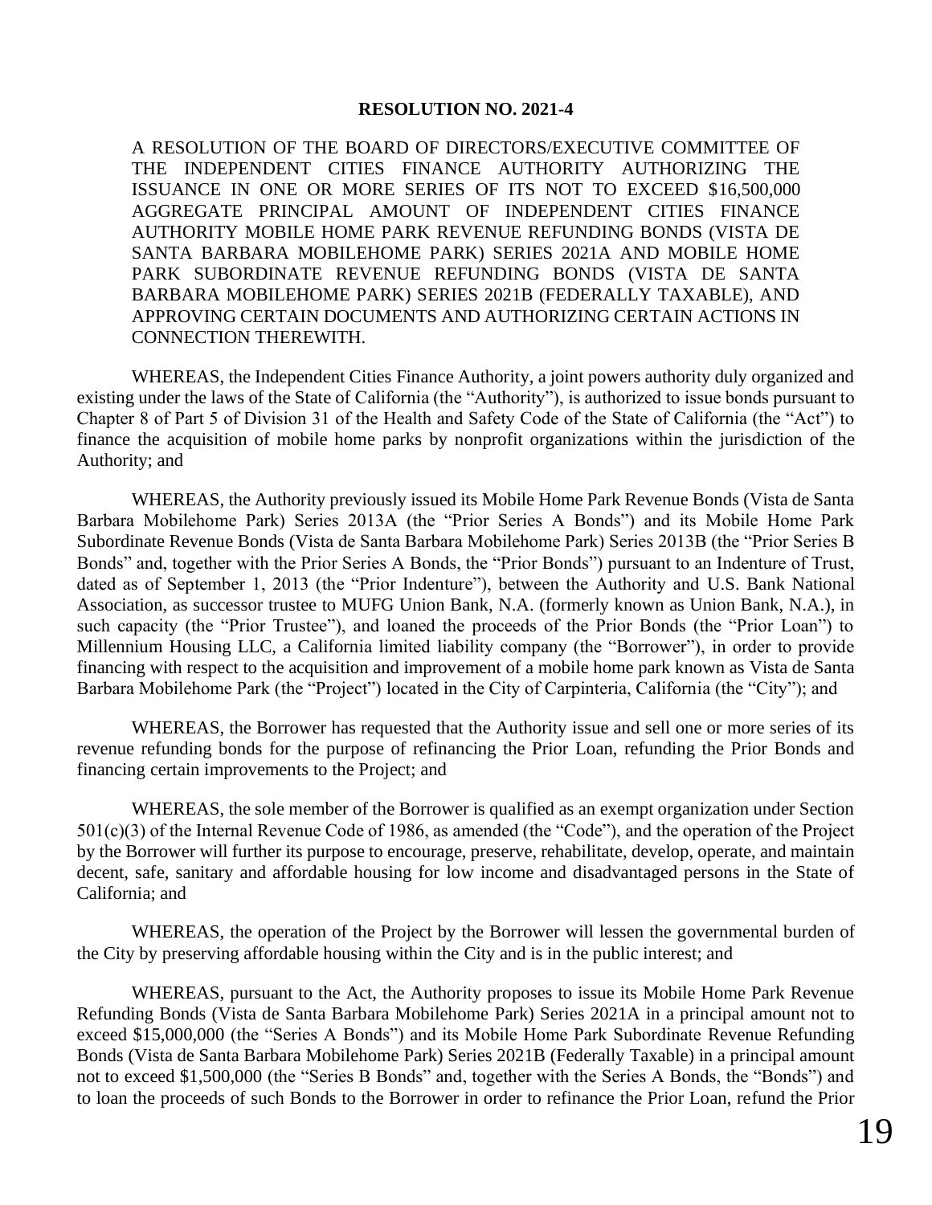**RESOLUTION NO. 2021-4**

A RESOLUTION OF THE BOARD OF DIRECTORS/EXECUTIVE COMMITTEE OF THE INDEPENDENT CITIES FINANCE AUTHORITY AUTHORIZING THE ISSUANCE IN ONE OR MORE SERIES OF ITS NOT TO EXCEED $16,500,000 AGGREGATE PRINCIPAL AMOUNT OF INDEPENDENT CITIES FINANCE AUTHORITY MOBILE HOME PARK REVENUE REFUNDING BONDS (VISTA DE SANTA BARBARA MOBILEHOME PARK) SERIES 2021A AND MOBILE HOME PARK SUBORDINATE REVENUE REFUNDING BONDS (VISTA DE SANTA BARBARA MOBILEHOME PARK) SERIES 2021B (FEDERALLY TAXABLE), AND APPROVING CERTAIN DOCUMENTS AND AUTHORIZING CERTAIN ACTIONS IN CONNECTION THEREWITH.

WHEREAS, the Independent Cities Finance Authority, a joint powers authority duly organized and existing under the laws of the State of California (the "Authority"), is authorized to issue bonds pursuant to Chapter 8 of Part 5 of Division 31 of the Health and Safety Code of the State of California (the "Act") to finance the acquisition of mobile home parks by nonprofit organizations within the jurisdiction of the Authority; and

WHEREAS, the Authority previously issued its Mobile Home Park Revenue Bonds (Vista de Santa Barbara Mobilehome Park) Series 2013A (the "Prior Series A Bonds") and its Mobile Home Park Subordinate Revenue Bonds (Vista de Santa Barbara Mobilehome Park) Series 2013B (the "Prior Series B Bonds" and, together with the Prior Series A Bonds, the "Prior Bonds") pursuant to an Indenture of Trust, dated as of September 1, 2013 (the "Prior Indenture"), between the Authority and U.S. Bank National Association, as successor trustee to MUFG Union Bank, N.A. (formerly known as Union Bank, N.A.), in such capacity (the "Prior Trustee"), and loaned the proceeds of the Prior Bonds (the "Prior Loan") to Millennium Housing LLC, a California limited liability company (the "Borrower"), in order to provide financing with respect to the acquisition and improvement of a mobile home park known as Vista de Santa Barbara Mobilehome Park (the "Project") located in the City of Carpinteria, California (the "City"); and

WHEREAS, the Borrower has requested that the Authority issue and sell one or more series of its revenue refunding bonds for the purpose of refinancing the Prior Loan, refunding the Prior Bonds and financing certain improvements to the Project; and

WHEREAS, the sole member of the Borrower is qualified as an exempt organization under Section 501(c)(3) of the Internal Revenue Code of 1986, as amended (the "Code"), and the operation of the Project by the Borrower will further its purpose to encourage, preserve, rehabilitate, develop, operate, and maintain decent, safe, sanitary and affordable housing for low income and disadvantaged persons in the State of California; and

WHEREAS, the operation of the Project by the Borrower will lessen the governmental burden of the City by preserving affordable housing within the City and is in the public interest; and

WHEREAS, pursuant to the Act, the Authority proposes to issue its Mobile Home Park Revenue Refunding Bonds (Vista de Santa Barbara Mobilehome Park) Series 2021A in a principal amount not to exceed $15,000,000 (the "Series A Bonds") and its Mobile Home Park Subordinate Revenue Refunding Bonds (Vista de Santa Barbara Mobilehome Park) Series 2021B (Federally Taxable) in a principal amount not to exceed $1,500,000 (the "Series B Bonds" and, together with the Series A Bonds, the "Bonds") and to loan the proceeds of such Bonds to the Borrower in order to refinance the Prior Loan, refund the Prior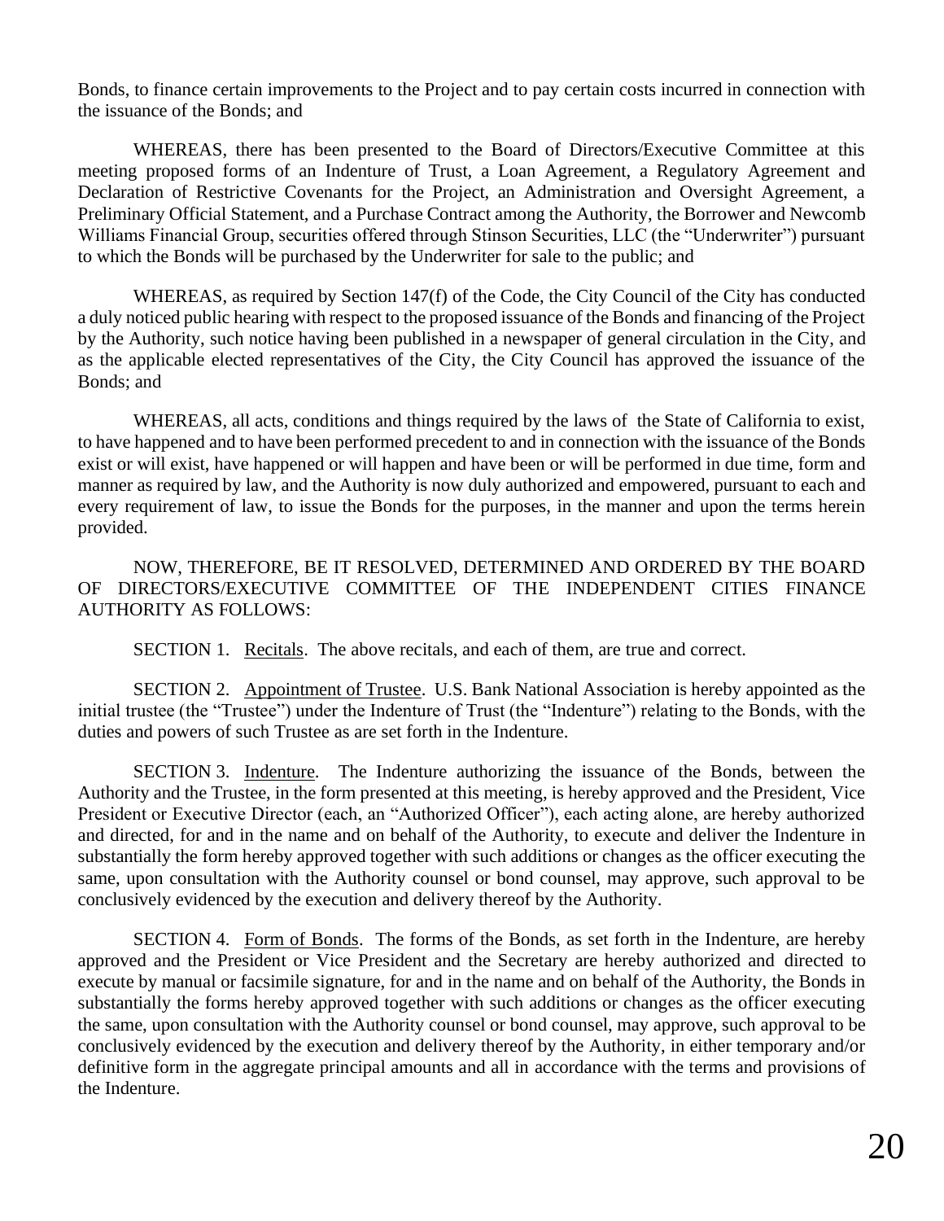Bonds, to finance certain improvements to the Project and to pay certain costs incurred in connection with the issuance of the Bonds; and

WHEREAS, there has been presented to the Board of Directors/Executive Committee at this meeting proposed forms of an Indenture of Trust, a Loan Agreement, a Regulatory Agreement and Declaration of Restrictive Covenants for the Project, an Administration and Oversight Agreement, a Preliminary Official Statement, and a Purchase Contract among the Authority, the Borrower and Newcomb Williams Financial Group, securities offered through Stinson Securities, LLC (the "Underwriter") pursuant to which the Bonds will be purchased by the Underwriter for sale to the public; and

WHEREAS, as required by Section 147(f) of the Code, the City Council of the City has conducted a duly noticed public hearing with respect to the proposed issuance of the Bonds and financing of the Project by the Authority, such notice having been published in a newspaper of general circulation in the City, and as the applicable elected representatives of the City, the City Council has approved the issuance of the Bonds; and

WHEREAS, all acts, conditions and things required by the laws of the State of California to exist, to have happened and to have been performed precedent to and in connection with the issuance of the Bonds exist or will exist, have happened or will happen and have been or will be performed in due time, form and manner as required by law, and the Authority is now duly authorized and empowered, pursuant to each and every requirement of law, to issue the Bonds for the purposes, in the manner and upon the terms herein provided.

NOW, THEREFORE, BE IT RESOLVED, DETERMINED AND ORDERED BY THE BOARD OF DIRECTORS/EXECUTIVE COMMITTEE OF THE INDEPENDENT CITIES FINANCE AUTHORITY AS FOLLOWS:

SECTION 1. Recitals. The above recitals, and each of them, are true and correct.

SECTION 2. Appointment of Trustee. U.S. Bank National Association is hereby appointed as the initial trustee (the "Trustee") under the Indenture of Trust (the "Indenture") relating to the Bonds, with the duties and powers of such Trustee as are set forth in the Indenture.

SECTION 3. Indenture. The Indenture authorizing the issuance of the Bonds, between the Authority and the Trustee, in the form presented at this meeting, is hereby approved and the President, Vice President or Executive Director (each, an "Authorized Officer"), each acting alone, are hereby authorized and directed, for and in the name and on behalf of the Authority, to execute and deliver the Indenture in substantially the form hereby approved together with such additions or changes as the officer executing the same, upon consultation with the Authority counsel or bond counsel, may approve, such approval to be conclusively evidenced by the execution and delivery thereof by the Authority.

SECTION 4. Form of Bonds. The forms of the Bonds, as set forth in the Indenture, are hereby approved and the President or Vice President and the Secretary are hereby authorized and directed to execute by manual or facsimile signature, for and in the name and on behalf of the Authority, the Bonds in substantially the forms hereby approved together with such additions or changes as the officer executing the same, upon consultation with the Authority counsel or bond counsel, may approve, such approval to be conclusively evidenced by the execution and delivery thereof by the Authority, in either temporary and/or definitive form in the aggregate principal amounts and all in accordance with the terms and provisions of the Indenture.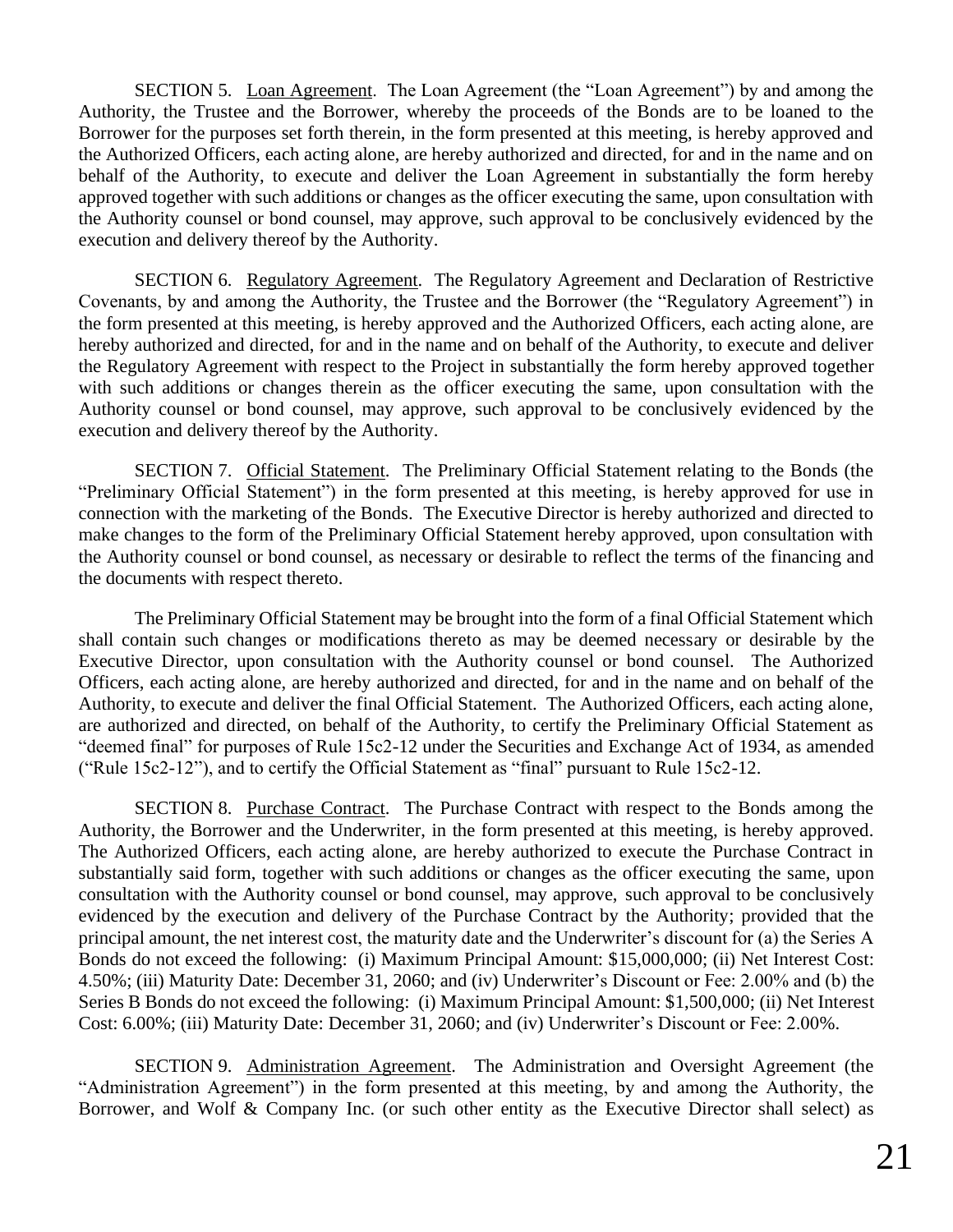SECTION 5. Loan Agreement. The Loan Agreement (the "Loan Agreement") by and among the Authority, the Trustee and the Borrower, whereby the proceeds of the Bonds are to be loaned to the Borrower for the purposes set forth therein, in the form presented at this meeting, is hereby approved and the Authorized Officers, each acting alone, are hereby authorized and directed, for and in the name and on behalf of the Authority, to execute and deliver the Loan Agreement in substantially the form hereby approved together with such additions or changes as the officer executing the same, upon consultation with the Authority counsel or bond counsel, may approve, such approval to be conclusively evidenced by the execution and delivery thereof by the Authority.

SECTION 6. Regulatory Agreement. The Regulatory Agreement and Declaration of Restrictive Covenants, by and among the Authority, the Trustee and the Borrower (the "Regulatory Agreement") in the form presented at this meeting, is hereby approved and the Authorized Officers, each acting alone, are hereby authorized and directed, for and in the name and on behalf of the Authority, to execute and deliver the Regulatory Agreement with respect to the Project in substantially the form hereby approved together with such additions or changes therein as the officer executing the same, upon consultation with the Authority counsel or bond counsel, may approve, such approval to be conclusively evidenced by the execution and delivery thereof by the Authority.

SECTION 7. Official Statement. The Preliminary Official Statement relating to the Bonds (the "Preliminary Official Statement") in the form presented at this meeting, is hereby approved for use in connection with the marketing of the Bonds. The Executive Director is hereby authorized and directed to make changes to the form of the Preliminary Official Statement hereby approved, upon consultation with the Authority counsel or bond counsel, as necessary or desirable to reflect the terms of the financing and the documents with respect thereto.

The Preliminary Official Statement may be brought into the form of a final Official Statement which shall contain such changes or modifications thereto as may be deemed necessary or desirable by the Executive Director, upon consultation with the Authority counsel or bond counsel. The Authorized Officers, each acting alone, are hereby authorized and directed, for and in the name and on behalf of the Authority, to execute and deliver the final Official Statement. The Authorized Officers, each acting alone, are authorized and directed, on behalf of the Authority, to certify the Preliminary Official Statement as "deemed final" for purposes of Rule 15c2-12 under the Securities and Exchange Act of 1934, as amended ("Rule 15c2-12"), and to certify the Official Statement as "final" pursuant to Rule 15c2-12.

SECTION 8. Purchase Contract. The Purchase Contract with respect to the Bonds among the Authority, the Borrower and the Underwriter, in the form presented at this meeting, is hereby approved. The Authorized Officers, each acting alone, are hereby authorized to execute the Purchase Contract in substantially said form, together with such additions or changes as the officer executing the same, upon consultation with the Authority counsel or bond counsel, may approve, such approval to be conclusively evidenced by the execution and delivery of the Purchase Contract by the Authority; provided that the principal amount, the net interest cost, the maturity date and the Underwriter's discount for (a) the Series A Bonds do not exceed the following: (i) Maximum Principal Amount: $15,000,000; (ii) Net Interest Cost: 4.50%; (iii) Maturity Date: December 31, 2060; and (iv) Underwriter's Discount or Fee: 2.00% and (b) the Series B Bonds do not exceed the following: (i) Maximum Principal Amount: $1,500,000; (ii) Net Interest Cost: 6.00%; (iii) Maturity Date: December 31, 2060; and (iv) Underwriter's Discount or Fee: 2.00%.

SECTION 9. Administration Agreement. The Administration and Oversight Agreement (the "Administration Agreement") in the form presented at this meeting, by and among the Authority, the Borrower, and Wolf & Company Inc. (or such other entity as the Executive Director shall select) as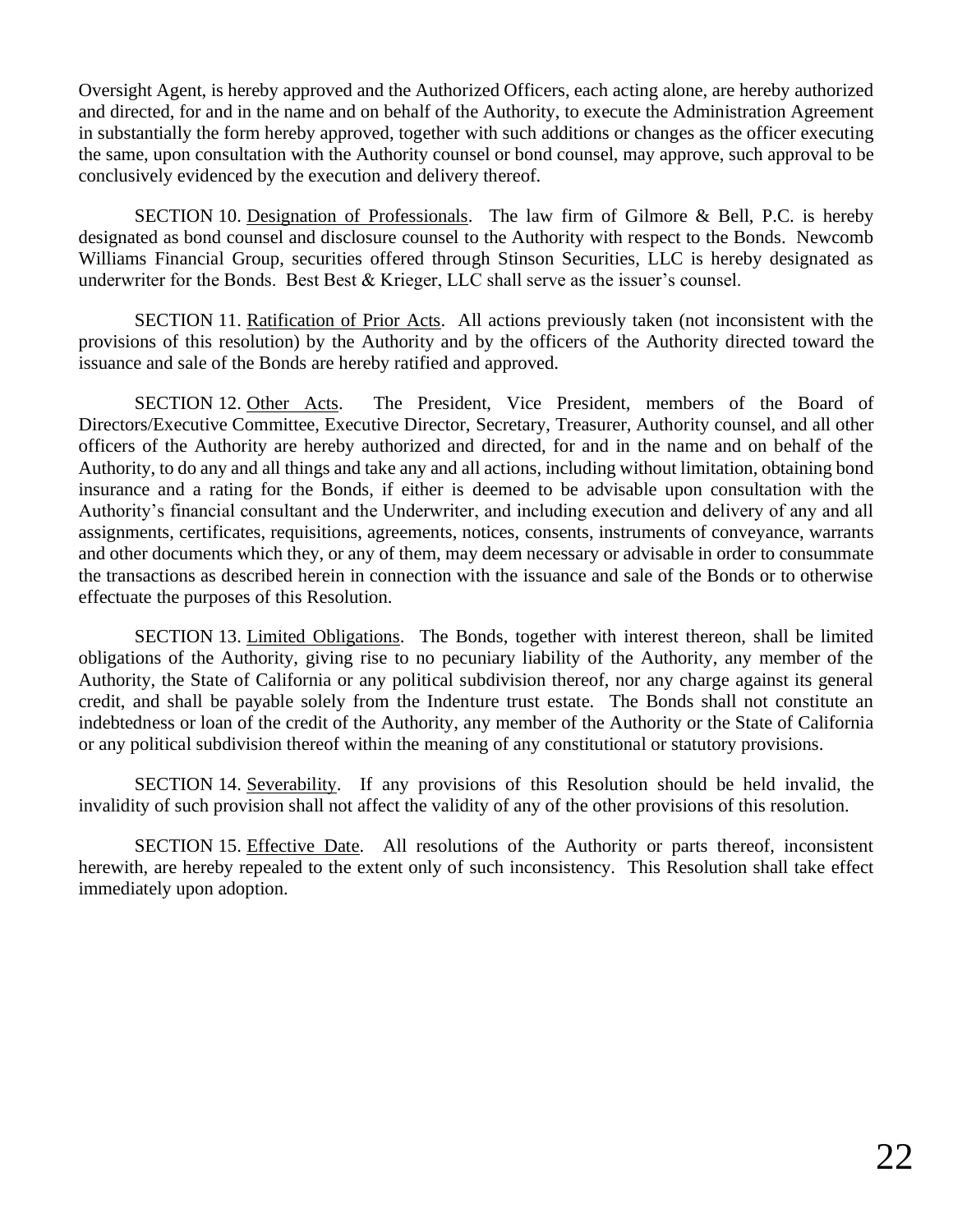Oversight Agent, is hereby approved and the Authorized Officers, each acting alone, are hereby authorized and directed, for and in the name and on behalf of the Authority, to execute the Administration Agreement in substantially the form hereby approved, together with such additions or changes as the officer executing the same, upon consultation with the Authority counsel or bond counsel, may approve, such approval to be conclusively evidenced by the execution and delivery thereof.

SECTION 10. Designation of Professionals. The law firm of Gilmore & Bell, P.C. is hereby designated as bond counsel and disclosure counsel to the Authority with respect to the Bonds. Newcomb Williams Financial Group, securities offered through Stinson Securities, LLC is hereby designated as underwriter for the Bonds. Best Best & Krieger, LLC shall serve as the issuer's counsel.

SECTION 11. Ratification of Prior Acts. All actions previously taken (not inconsistent with the provisions of this resolution) by the Authority and by the officers of the Authority directed toward the issuance and sale of the Bonds are hereby ratified and approved.

SECTION 12. Other Acts. The President, Vice President, members of the Board of Directors/Executive Committee, Executive Director, Secretary, Treasurer, Authority counsel, and all other officers of the Authority are hereby authorized and directed, for and in the name and on behalf of the Authority, to do any and all things and take any and all actions, including without limitation, obtaining bond insurance and a rating for the Bonds, if either is deemed to be advisable upon consultation with the Authority's financial consultant and the Underwriter, and including execution and delivery of any and all assignments, certificates, requisitions, agreements, notices, consents, instruments of conveyance, warrants and other documents which they, or any of them, may deem necessary or advisable in order to consummate the transactions as described herein in connection with the issuance and sale of the Bonds or to otherwise effectuate the purposes of this Resolution.

SECTION 13. Limited Obligations. The Bonds, together with interest thereon, shall be limited obligations of the Authority, giving rise to no pecuniary liability of the Authority, any member of the Authority, the State of California or any political subdivision thereof, nor any charge against its general credit, and shall be payable solely from the Indenture trust estate. The Bonds shall not constitute an indebtedness or loan of the credit of the Authority, any member of the Authority or the State of California or any political subdivision thereof within the meaning of any constitutional or statutory provisions.

SECTION 14. Severability. If any provisions of this Resolution should be held invalid, the invalidity of such provision shall not affect the validity of any of the other provisions of this resolution.

SECTION 15. Effective Date. All resolutions of the Authority or parts thereof, inconsistent herewith, are hereby repealed to the extent only of such inconsistency. This Resolution shall take effect immediately upon adoption.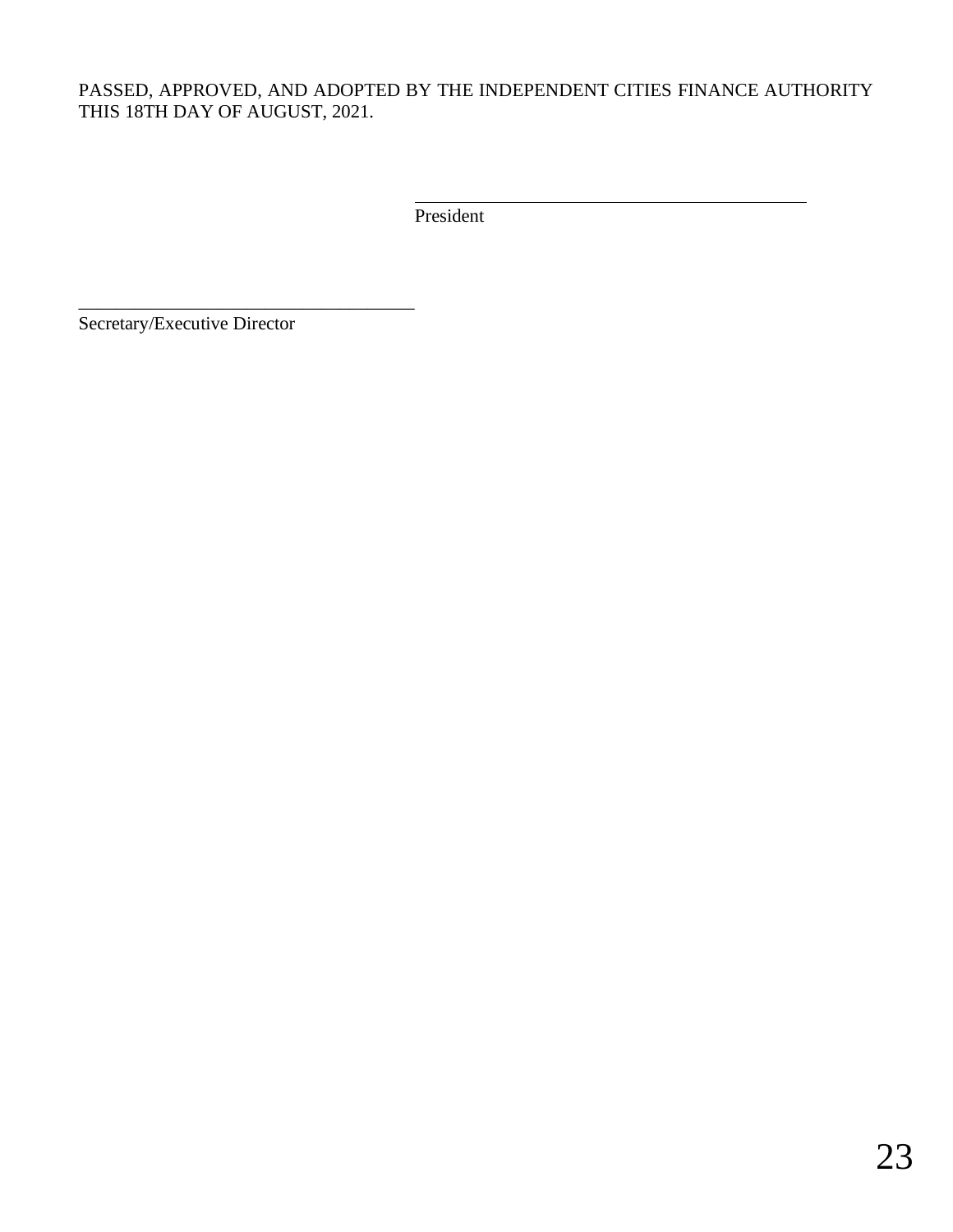PASSED, APPROVED, AND ADOPTED BY THE INDEPENDENT CITIES FINANCE AUTHORITY THIS 18TH DAY OF AUGUST, 2021.

\_\_\_\_\_\_\_\_\_\_\_\_\_\_\_\_\_\_\_\_\_\_\_\_\_\_\_\_\_\_\_\_\_\_\_\_\_\_
President

\_\_\_\_\_\_\_\_\_\_\_\_\_\_\_\_\_\_\_\_\_\_\_\_\_\_\_\_\_\_\_\_\_\_\_\_\_\_
Secretary/Executive Director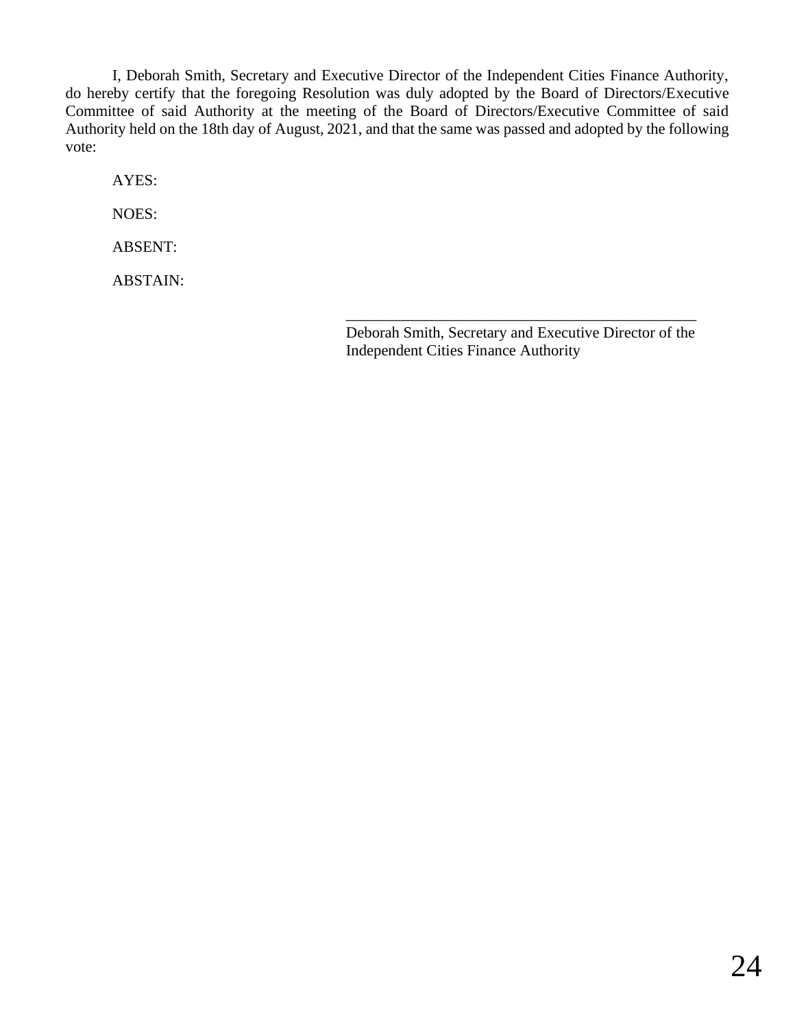I, Deborah Smith, Secretary and Executive Director of the Independent Cities Finance Authority, do hereby certify that the foregoing Resolution was duly adopted by the Board of Directors/Executive Committee of said Authority at the meeting of the Board of Directors/Executive Committee of said Authority held on the 18th day of August, 2021, and that the same was passed and adopted by the following vote:

AYES:

NOES:

ABSENT:

ABSTAIN:

\_\_\_\_\_\_\_\_\_\_\_\_\_\_\_\_\_\_\_\_\_\_\_\_\_\_\_\_\_\_\_\_\_\_\_\_\_\_\_\_\_\_\_\_\_\_\_\_

Deborah Smith, Secretary and Executive Director of the Independent Cities Finance Authority